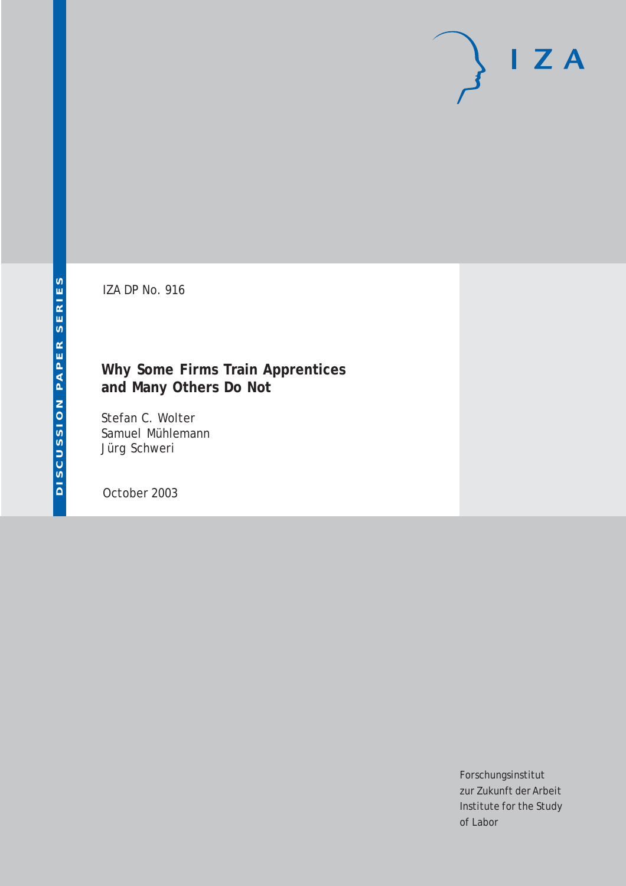IZA DP No. 916

# Why Some Firms Train Apprentices and Many Others Do Not

Stefan C. Wolter
Samuel Mühlemann
Jürg Schweri

October 2003

Forschungsinstitut
zur Zukunft der Arbeit
Institute for the Study
of Labor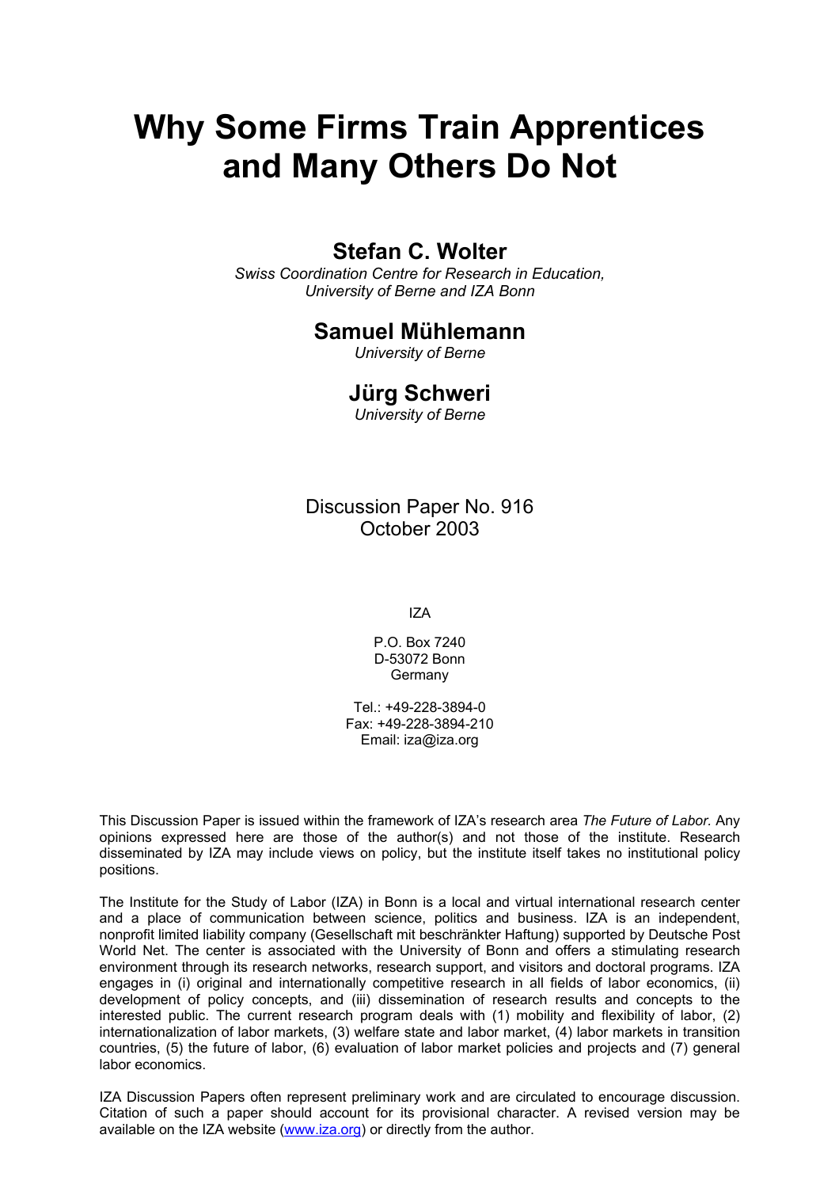# Why Some Firms Train Apprentices and Many Others Do Not

## Stefan C. Wolter

*Swiss Coordination Centre for Research in Education, University of Berne and IZA Bonn*

## Samuel Mühlemann

*University of Berne*

## Jürg Schweri

*University of Berne*

Discussion Paper No. 916
October 2003

IZA

P.O. Box 7240
D-53072 Bonn
Germany

Tel.: +49-228-3894-0
Fax: +49-228-3894-210
Email: iza@iza.org

This Discussion Paper is issued within the framework of IZA's research area *The Future of Labor.* Any opinions expressed here are those of the author(s) and not those of the institute. Research disseminated by IZA may include views on policy, but the institute itself takes no institutional policy positions.

The Institute for the Study of Labor (IZA) in Bonn is a local and virtual international research center and a place of communication between science, politics and business. IZA is an independent, nonprofit limited liability company (Gesellschaft mit beschränkter Haftung) supported by Deutsche Post World Net. The center is associated with the University of Bonn and offers a stimulating research environment through its research networks, research support, and visitors and doctoral programs. IZA engages in (i) original and internationally competitive research in all fields of labor economics, (ii) development of policy concepts, and (iii) dissemination of research results and concepts to the interested public. The current research program deals with (1) mobility and flexibility of labor, (2) internationalization of labor markets, (3) welfare state and labor market, (4) labor markets in transition countries, (5) the future of labor, (6) evaluation of labor market policies and projects and (7) general labor economics.

IZA Discussion Papers often represent preliminary work and are circulated to encourage discussion. Citation of such a paper should account for its provisional character. A revised version may be available on the IZA website (www.iza.org) or directly from the author.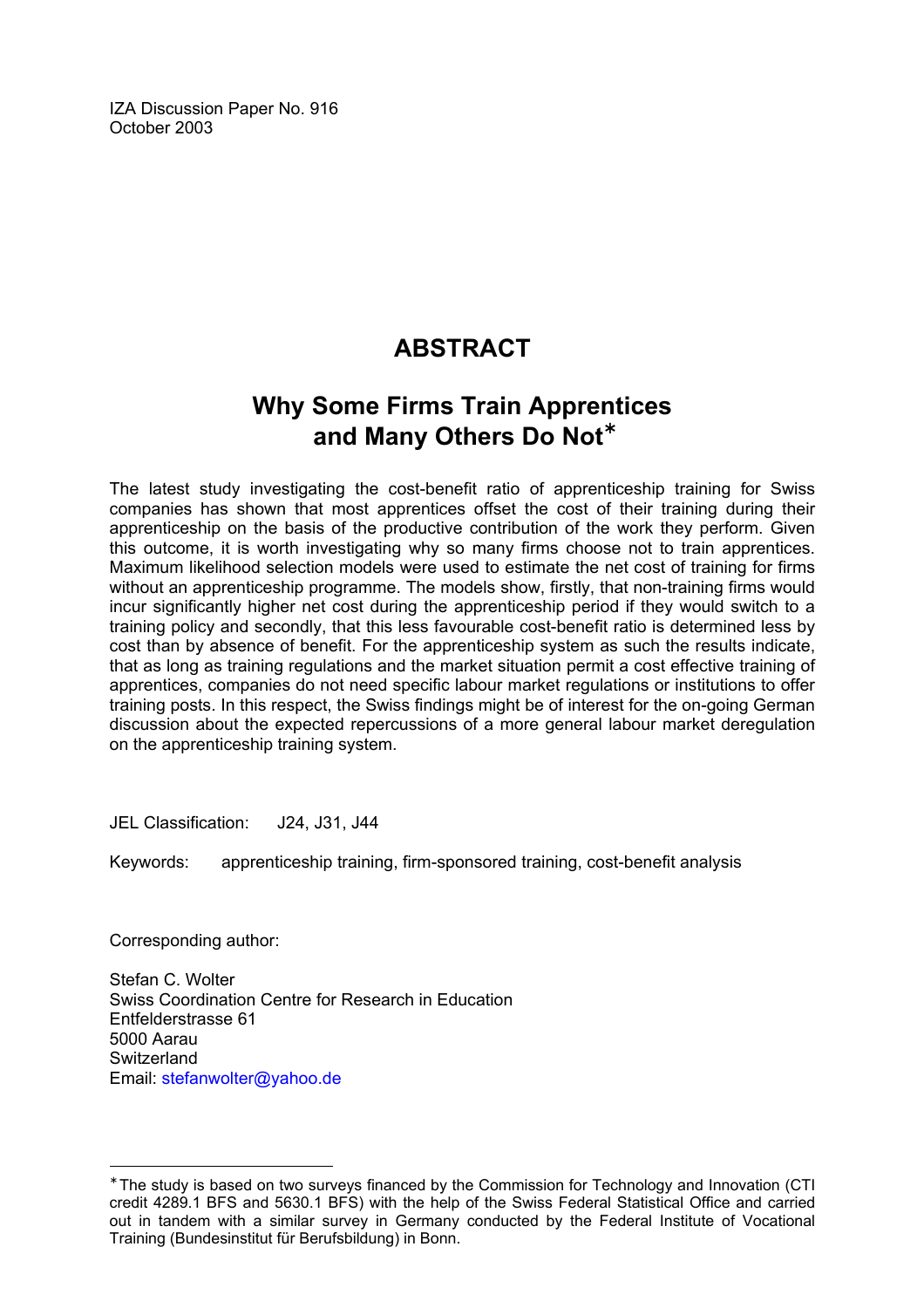IZA Discussion Paper No. 916
October 2003

# ABSTRACT

## Why Some Firms Train Apprentices and Many Others Do Not*

The latest study investigating the cost-benefit ratio of apprenticeship training for Swiss companies has shown that most apprentices offset the cost of their training during their apprenticeship on the basis of the productive contribution of the work they perform. Given this outcome, it is worth investigating why so many firms choose not to train apprentices. Maximum likelihood selection models were used to estimate the net cost of training for firms without an apprenticeship programme. The models show, firstly, that non-training firms would incur significantly higher net cost during the apprenticeship period if they would switch to a training policy and secondly, that this less favourable cost-benefit ratio is determined less by cost than by absence of benefit. For the apprenticeship system as such the results indicate, that as long as training regulations and the market situation permit a cost effective training of apprentices, companies do not need specific labour market regulations or institutions to offer training posts. In this respect, the Swiss findings might be of interest for the on-going German discussion about the expected repercussions of a more general labour market deregulation on the apprenticeship training system.

JEL Classification: J24, J31, J44

Keywords: apprenticeship training, firm-sponsored training, cost-benefit analysis

Corresponding author:

Stefan C. Wolter
Swiss Coordination Centre for Research in Education
Entfelderstrasse 61
5000 Aarau
Switzerland
Email: stefanwolter@yahoo.de

---

* The study is based on two surveys financed by the Commission for Technology and Innovation (CTI credit 4289.1 BFS and 5630.1 BFS) with the help of the Swiss Federal Statistical Office and carried out in tandem with a similar survey in Germany conducted by the Federal Institute of Vocational Training (Bundesinstitut für Berufsbildung) in Bonn.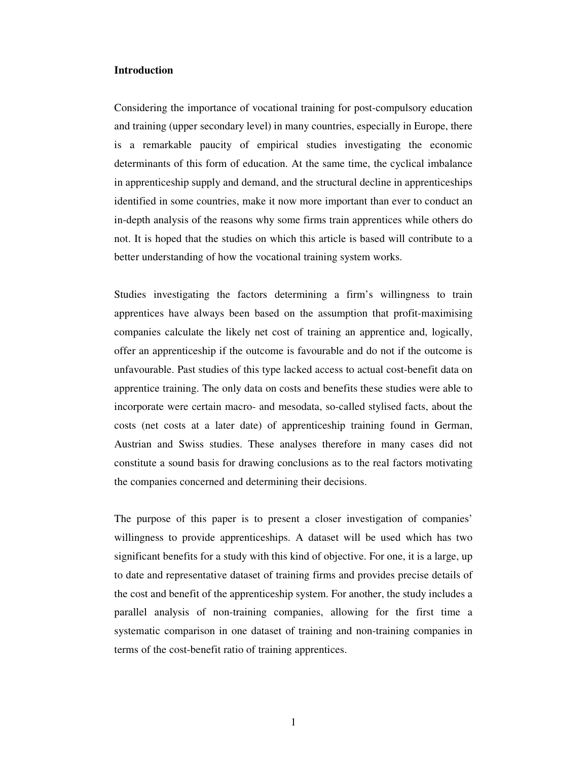**Introduction**

Considering the importance of vocational training for post-compulsory education and training (upper secondary level) in many countries, especially in Europe, there is a remarkable paucity of empirical studies investigating the economic determinants of this form of education. At the same time, the cyclical imbalance in apprenticeship supply and demand, and the structural decline in apprenticeships identified in some countries, make it now more important than ever to conduct an in-depth analysis of the reasons why some firms train apprentices while others do not. It is hoped that the studies on which this article is based will contribute to a better understanding of how the vocational training system works.

Studies investigating the factors determining a firm's willingness to train apprentices have always been based on the assumption that profit-maximising companies calculate the likely net cost of training an apprentice and, logically, offer an apprenticeship if the outcome is favourable and do not if the outcome is unfavourable. Past studies of this type lacked access to actual cost-benefit data on apprentice training. The only data on costs and benefits these studies were able to incorporate were certain macro- and mesodata, so-called stylised facts, about the costs (net costs at a later date) of apprenticeship training found in German, Austrian and Swiss studies. These analyses therefore in many cases did not constitute a sound basis for drawing conclusions as to the real factors motivating the companies concerned and determining their decisions.

The purpose of this paper is to present a closer investigation of companies' willingness to provide apprenticeships. A dataset will be used which has two significant benefits for a study with this kind of objective. For one, it is a large, up to date and representative dataset of training firms and provides precise details of the cost and benefit of the apprenticeship system. For another, the study includes a parallel analysis of non-training companies, allowing for the first time a systematic comparison in one dataset of training and non-training companies in terms of the cost-benefit ratio of training apprentices.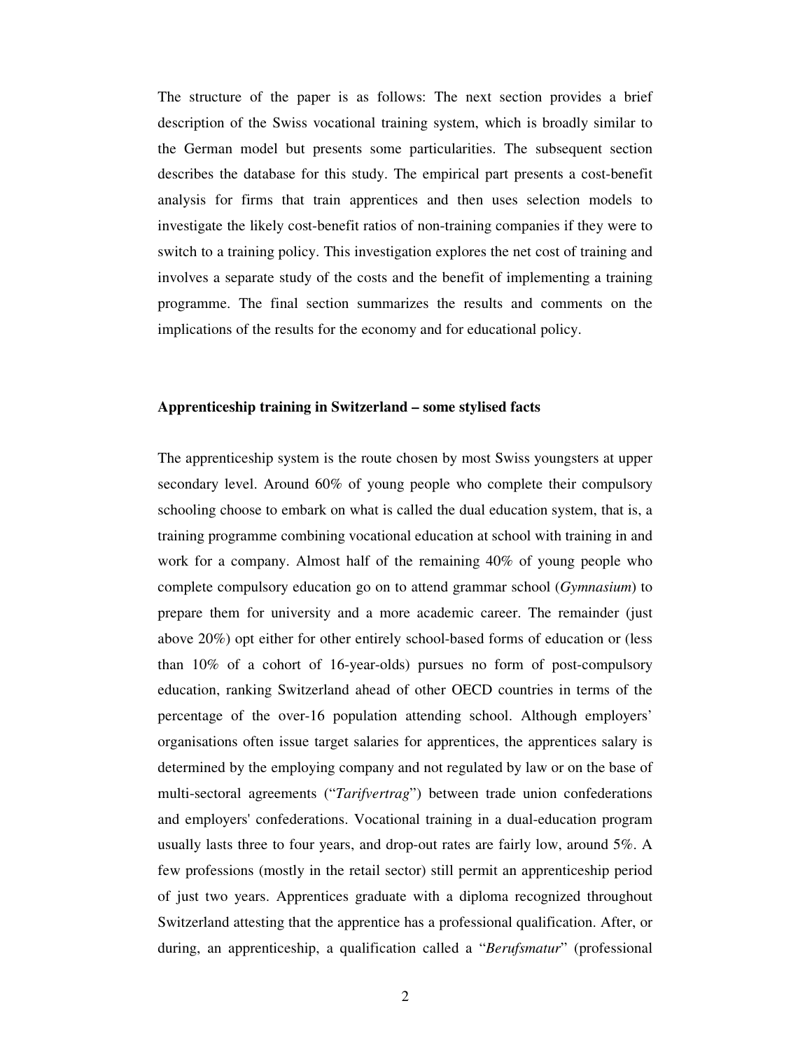The structure of the paper is as follows: The next section provides a brief description of the Swiss vocational training system, which is broadly similar to the German model but presents some particularities. The subsequent section describes the database for this study. The empirical part presents a cost-benefit analysis for firms that train apprentices and then uses selection models to investigate the likely cost-benefit ratios of non-training companies if they were to switch to a training policy. This investigation explores the net cost of training and involves a separate study of the costs and the benefit of implementing a training programme. The final section summarizes the results and comments on the implications of the results for the economy and for educational policy.

## Apprenticeship training in Switzerland – some stylised facts

The apprenticeship system is the route chosen by most Swiss youngsters at upper secondary level. Around 60% of young people who complete their compulsory schooling choose to embark on what is called the dual education system, that is, a training programme combining vocational education at school with training in and work for a company. Almost half of the remaining 40% of young people who complete compulsory education go on to attend grammar school (*Gymnasium*) to prepare them for university and a more academic career. The remainder (just above 20%) opt either for other entirely school-based forms of education or (less than 10% of a cohort of 16-year-olds) pursues no form of post-compulsory education, ranking Switzerland ahead of other OECD countries in terms of the percentage of the over-16 population attending school. Although employers' organisations often issue target salaries for apprentices, the apprentices salary is determined by the employing company and not regulated by law or on the base of multi-sectoral agreements ("*Tarifvertrag*") between trade union confederations and employers' confederations. Vocational training in a dual-education program usually lasts three to four years, and drop-out rates are fairly low, around 5%. A few professions (mostly in the retail sector) still permit an apprenticeship period of just two years. Apprentices graduate with a diploma recognized throughout Switzerland attesting that the apprentice has a professional qualification. After, or during, an apprenticeship, a qualification called a "*Berufsmatur*" (professional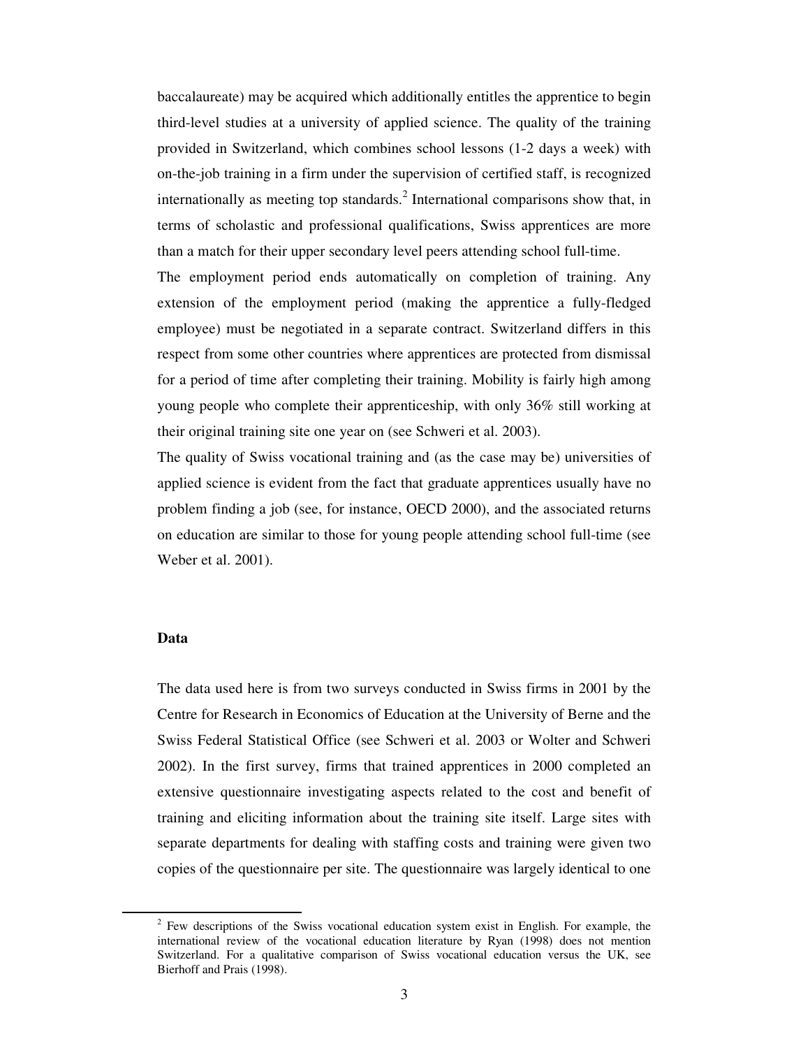baccalaureate) may be acquired which additionally entitles the apprentice to begin third-level studies at a university of applied science. The quality of the training provided in Switzerland, which combines school lessons (1-2 days a week) with on-the-job training in a firm under the supervision of certified staff, is recognized internationally as meeting top standards.[2] International comparisons show that, in terms of scholastic and professional qualifications, Swiss apprentices are more than a match for their upper secondary level peers attending school full-time.

The employment period ends automatically on completion of training. Any extension of the employment period (making the apprentice a fully-fledged employee) must be negotiated in a separate contract. Switzerland differs in this respect from some other countries where apprentices are protected from dismissal for a period of time after completing their training. Mobility is fairly high among young people who complete their apprenticeship, with only 36% still working at their original training site one year on (see Schweri et al. 2003).

The quality of Swiss vocational training and (as the case may be) universities of applied science is evident from the fact that graduate apprentices usually have no problem finding a job (see, for instance, OECD 2000), and the associated returns on education are similar to those for young people attending school full-time (see Weber et al. 2001).

## Data

The data used here is from two surveys conducted in Swiss firms in 2001 by the Centre for Research in Economics of Education at the University of Berne and the Swiss Federal Statistical Office (see Schweri et al. 2003 or Wolter and Schweri 2002). In the first survey, firms that trained apprentices in 2000 completed an extensive questionnaire investigating aspects related to the cost and benefit of training and eliciting information about the training site itself. Large sites with separate departments for dealing with staffing costs and training were given two copies of the questionnaire per site. The questionnaire was largely identical to one

---

[2] Few descriptions of the Swiss vocational education system exist in English. For example, the international review of the vocational education literature by Ryan (1998) does not mention Switzerland. For a qualitative comparison of Swiss vocational education versus the UK, see Bierhoff and Prais (1998).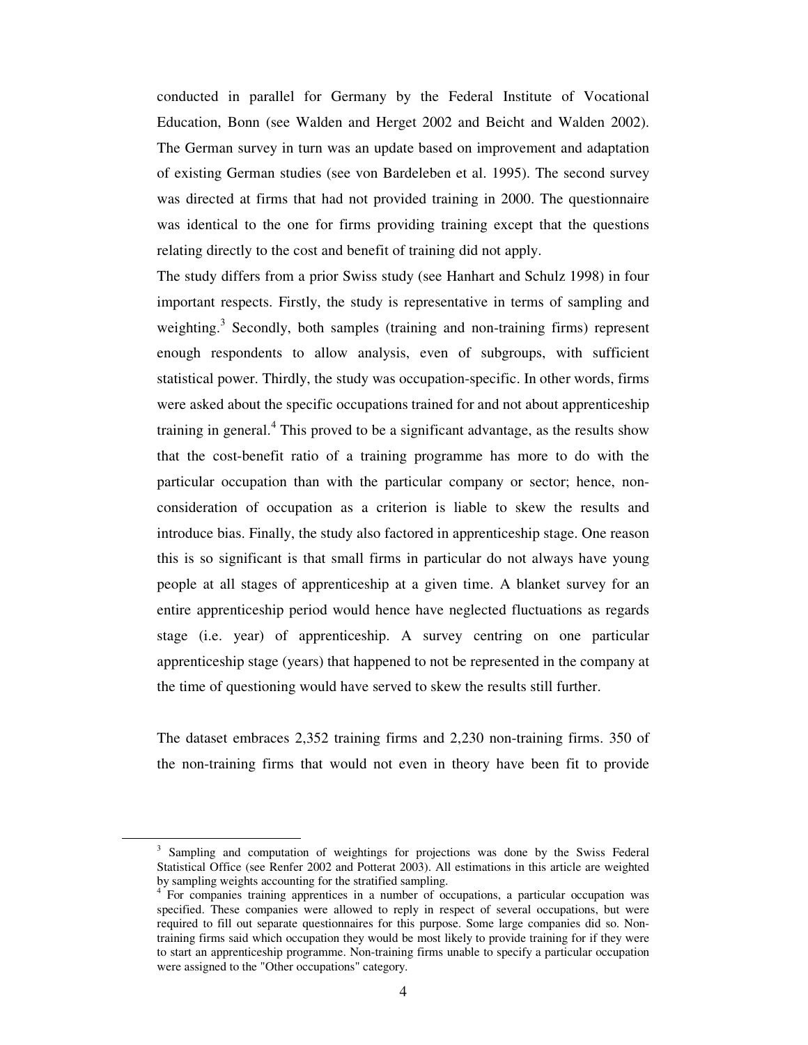conducted in parallel for Germany by the Federal Institute of Vocational Education, Bonn (see Walden and Herget 2002 and Beicht and Walden 2002). The German survey in turn was an update based on improvement and adaptation of existing German studies (see von Bardeleben et al. 1995). The second survey was directed at firms that had not provided training in 2000. The questionnaire was identical to the one for firms providing training except that the questions relating directly to the cost and benefit of training did not apply.

The study differs from a prior Swiss study (see Hanhart and Schulz 1998) in four important respects. Firstly, the study is representative in terms of sampling and weighting.[3] Secondly, both samples (training and non-training firms) represent enough respondents to allow analysis, even of subgroups, with sufficient statistical power. Thirdly, the study was occupation-specific. In other words, firms were asked about the specific occupations trained for and not about apprenticeship training in general.[4] This proved to be a significant advantage, as the results show that the cost-benefit ratio of a training programme has more to do with the particular occupation than with the particular company or sector; hence, non-consideration of occupation as a criterion is liable to skew the results and introduce bias. Finally, the study also factored in apprenticeship stage. One reason this is so significant is that small firms in particular do not always have young people at all stages of apprenticeship at a given time. A blanket survey for an entire apprenticeship period would hence have neglected fluctuations as regards stage (i.e. year) of apprenticeship. A survey centring on one particular apprenticeship stage (years) that happened to not be represented in the company at the time of questioning would have served to skew the results still further.

The dataset embraces 2,352 training firms and 2,230 non-training firms. 350 of the non-training firms that would not even in theory have been fit to provide

---

[3] Sampling and computation of weightings for projections was done by the Swiss Federal Statistical Office (see Renfer 2002 and Potterat 2003). All estimations in this article are weighted by sampling weights accounting for the stratified sampling.

[4] For companies training apprentices in a number of occupations, a particular occupation was specified. These companies were allowed to reply in respect of several occupations, but were required to fill out separate questionnaires for this purpose. Some large companies did so. Non-training firms said which occupation they would be most likely to provide training for if they were to start an apprenticeship programme. Non-training firms unable to specify a particular occupation were assigned to the "Other occupations" category.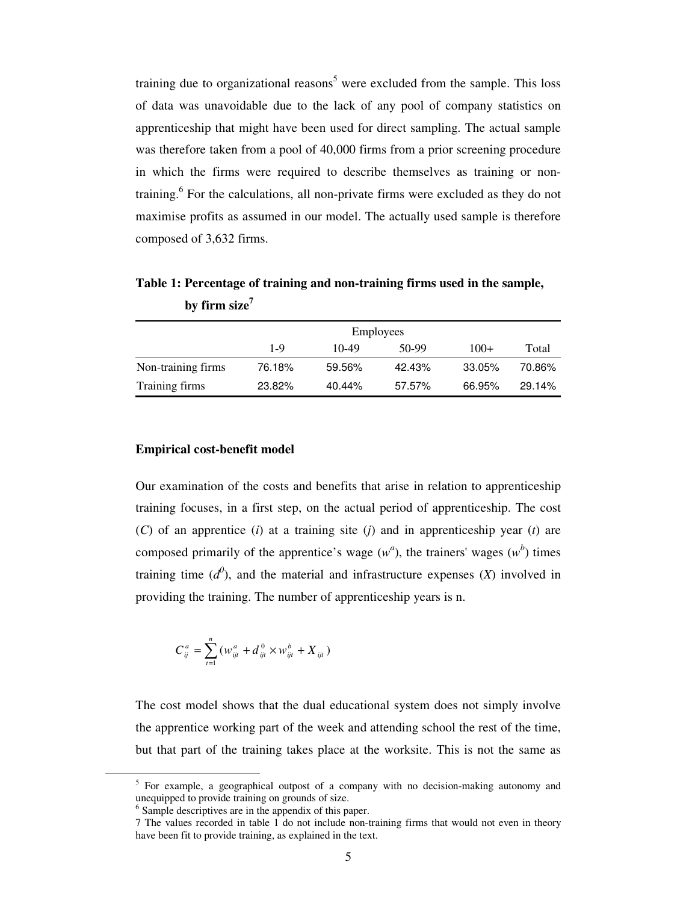training due to organizational reasons[5] were excluded from the sample. This loss of data was unavoidable due to the lack of any pool of company statistics on apprenticeship that might have been used for direct sampling. The actual sample was therefore taken from a pool of 40,000 firms from a prior screening procedure in which the firms were required to describe themselves as training or non-training.[6] For the calculations, all non-private firms were excluded as they do not maximise profits as assumed in our model. The actually used sample is therefore composed of 3,632 firms.

**Table 1: Percentage of training and non-training firms used in the sample, by firm size[7]**

| | Employees | | | | |
|---|---|---|---|---|---|
| | 1-9 | 10-49 | 50-99 | 100+ | Total |
| Non-training firms | 76.18% | 59.56% | 42.43% | 33.05% | 70.86% |
| Training firms | 23.82% | 40.44% | 57.57% | 66.95% | 29.14% |

**Empirical cost-benefit model**

Our examination of the costs and benefits that arise in relation to apprenticeship training focuses, in a first step, on the actual period of apprenticeship. The cost ($C$) of an apprentice ($i$) at a training site ($j$) and in apprenticeship year ($t$) are composed primarily of the apprentice's wage ($w^a$), the trainers' wages ($w^b$) times training time ($d^0$), and the material and infrastructure expenses ($X$) involved in providing the training. The number of apprenticeship years is n.

$$C_{ij}^{a} = \sum_{t=1}^{n} (w_{ijt}^{a} + d_{ijt}^{0} \times w_{ijt}^{b} + X_{ijt})$$

The cost model shows that the dual educational system does not simply involve the apprentice working part of the week and attending school the rest of the time, but that part of the training takes place at the worksite. This is not the same as

[5] For example, a geographical outpost of a company with no decision-making autonomy and unequipped to provide training on grounds of size.

[6] Sample descriptives are in the appendix of this paper.

[7] The values recorded in table 1 do not include non-training firms that would not even in theory have been fit to provide training, as explained in the text.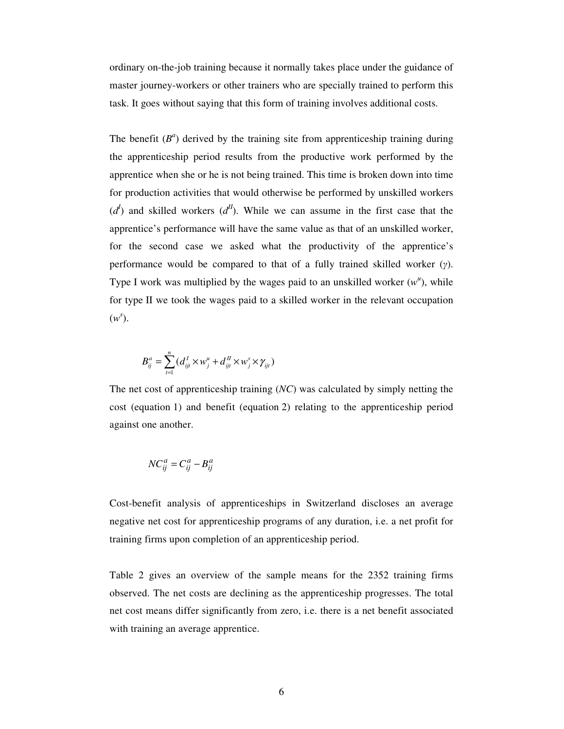ordinary on-the-job training because it normally takes place under the guidance of master journey-workers or other trainers who are specially trained to perform this task. It goes without saying that this form of training involves additional costs.

The benefit ($B^a$) derived by the training site from apprenticeship training during the apprenticeship period results from the productive work performed by the apprentice when she or he is not being trained. This time is broken down into time for production activities that would otherwise be performed by unskilled workers ($d^I$) and skilled workers ($d^{II}$). While we can assume in the first case that the apprentice's performance will have the same value as that of an unskilled worker, for the second case we asked what the productivity of the apprentice's performance would be compared to that of a fully trained skilled worker ($\gamma$). Type I work was multiplied by the wages paid to an unskilled worker ($w^u$), while for type II we took the wages paid to a skilled worker in the relevant occupation ($w^s$).

$$B_{ij}^{a} = \sum_{t=1}^{n} (d_{ijt}^{I} \times w_j^u + d_{ijt}^{II} \times w_j^s \times \gamma_{ijt})$$

The net cost of apprenticeship training (*NC*) was calculated by simply netting the cost (equation 1) and benefit (equation 2) relating to the apprenticeship period against one another.

$$NC_{ij}^{a} = C_{ij}^{a} - B_{ij}^{a}$$

Cost-benefit analysis of apprenticeships in Switzerland discloses an average negative net cost for apprenticeship programs of any duration, i.e. a net profit for training firms upon completion of an apprenticeship period.

Table 2 gives an overview of the sample means for the 2352 training firms observed. The net costs are declining as the apprenticeship progresses. The total net cost means differ significantly from zero, i.e. there is a net benefit associated with training an average apprentice.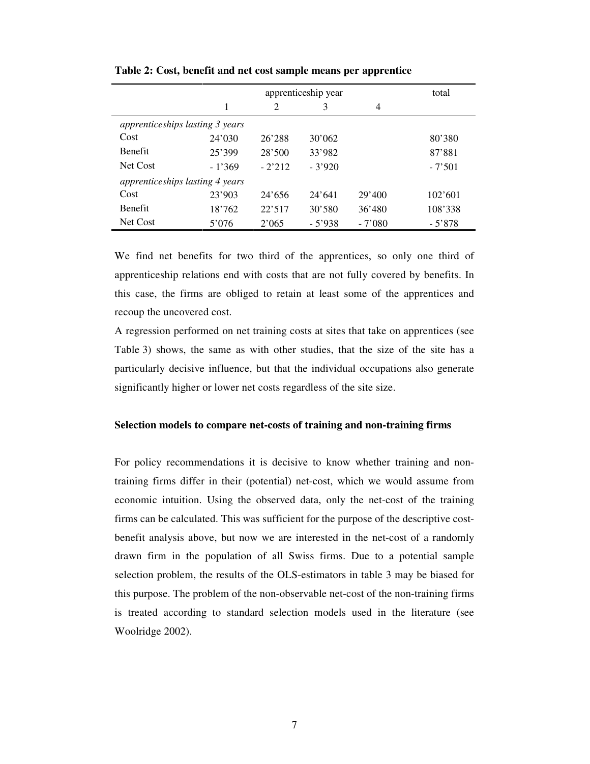**Table 2: Cost, benefit and net cost sample means per apprentice**

| | apprenticeship year | | | | total |
|---|---|---|---|---|---|
| | 1 | 2 | 3 | 4 | |
| *apprenticeships lasting 3 years* | | | | | |
| Cost | 24'030 | 26'288 | 30'062 | | 80'380 |
| Benefit | 25'399 | 28'500 | 33'982 | | 87'881 |
| Net Cost | - 1'369 | - 2'212 | - 3'920 | | - 7'501 |
| *apprenticeships lasting 4 years* | | | | | |
| Cost | 23'903 | 24'656 | 24'641 | 29'400 | 102'601 |
| Benefit | 18'762 | 22'517 | 30'580 | 36'480 | 108'338 |
| Net Cost | 5'076 | 2'065 | - 5'938 | - 7'080 | - 5'878 |

We find net benefits for two third of the apprentices, so only one third of apprenticeship relations end with costs that are not fully covered by benefits. In this case, the firms are obliged to retain at least some of the apprentices and recoup the uncovered cost.

A regression performed on net training costs at sites that take on apprentices (see Table 3) shows, the same as with other studies, that the size of the site has a particularly decisive influence, but that the individual occupations also generate significantly higher or lower net costs regardless of the site size.

**Selection models to compare net-costs of training and non-training firms**

For policy recommendations it is decisive to know whether training and non-training firms differ in their (potential) net-cost, which we would assume from economic intuition. Using the observed data, only the net-cost of the training firms can be calculated. This was sufficient for the purpose of the descriptive cost-benefit analysis above, but now we are interested in the net-cost of a randomly drawn firm in the population of all Swiss firms. Due to a potential sample selection problem, the results of the OLS-estimators in table 3 may be biased for this purpose. The problem of the non-observable net-cost of the non-training firms is treated according to standard selection models used in the literature (see Woolridge 2002).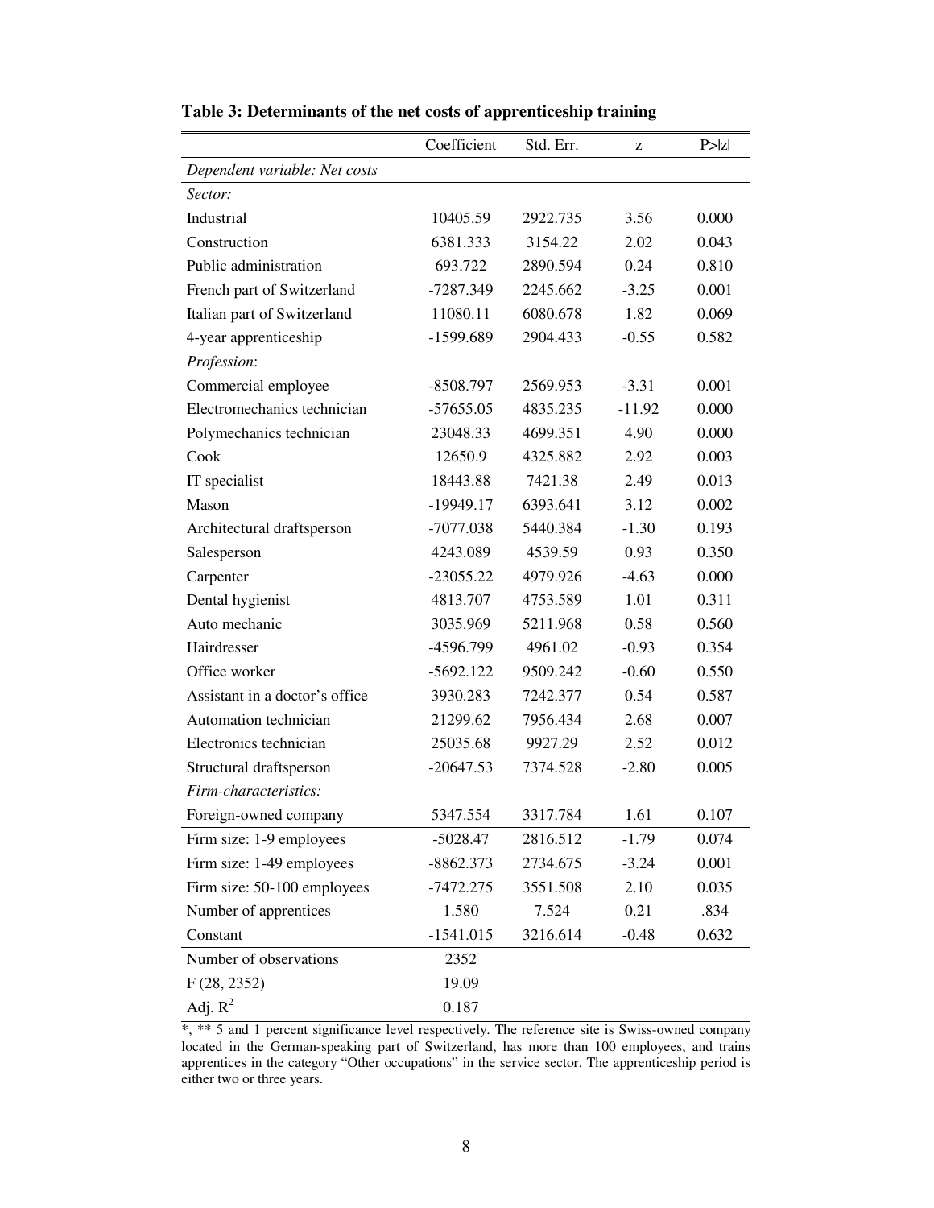**Table 3: Determinants of the net costs of apprenticeship training**

| | Coefficient | Std. Err. | z | P>\|z\| |
|---|---|---|---|---|
| *Dependent variable: Net costs* | | | | |
| *Sector:* | | | | |
| Industrial | 10405.59 | 2922.735 | 3.56 | 0.000 |
| Construction | 6381.333 | 3154.22 | 2.02 | 0.043 |
| Public administration | 693.722 | 2890.594 | 0.24 | 0.810 |
| French part of Switzerland | -7287.349 | 2245.662 | -3.25 | 0.001 |
| Italian part of Switzerland | 11080.11 | 6080.678 | 1.82 | 0.069 |
| 4-year apprenticeship | -1599.689 | 2904.433 | -0.55 | 0.582 |
| *Profession*: | | | | |
| Commercial employee | -8508.797 | 2569.953 | -3.31 | 0.001 |
| Electromechanics technician | -57655.05 | 4835.235 | -11.92 | 0.000 |
| Polymechanics technician | 23048.33 | 4699.351 | 4.90 | 0.000 |
| Cook | 12650.9 | 4325.882 | 2.92 | 0.003 |
| IT specialist | 18443.88 | 7421.38 | 2.49 | 0.013 |
| Mason | -19949.17 | 6393.641 | 3.12 | 0.002 |
| Architectural draftsperson | -7077.038 | 5440.384 | -1.30 | 0.193 |
| Salesperson | 4243.089 | 4539.59 | 0.93 | 0.350 |
| Carpenter | -23055.22 | 4979.926 | -4.63 | 0.000 |
| Dental hygienist | 4813.707 | 4753.589 | 1.01 | 0.311 |
| Auto mechanic | 3035.969 | 5211.968 | 0.58 | 0.560 |
| Hairdresser | -4596.799 | 4961.02 | -0.93 | 0.354 |
| Office worker | -5692.122 | 9509.242 | -0.60 | 0.550 |
| Assistant in a doctor's office | 3930.283 | 7242.377 | 0.54 | 0.587 |
| Automation technician | 21299.62 | 7956.434 | 2.68 | 0.007 |
| Electronics technician | 25035.68 | 9927.29 | 2.52 | 0.012 |
| Structural draftsperson | -20647.53 | 7374.528 | -2.80 | 0.005 |
| *Firm-characteristics:* | | | | |
| Foreign-owned company | 5347.554 | 3317.784 | 1.61 | 0.107 |
| Firm size: 1-9 employees | -5028.47 | 2816.512 | -1.79 | 0.074 |
| Firm size: 1-49 employees | -8862.373 | 2734.675 | -3.24 | 0.001 |
| Firm size: 50-100 employees | -7472.275 | 3551.508 | 2.10 | 0.035 |
| Number of apprentices | 1.580 | 7.524 | 0.21 | .834 |
| Constant | -1541.015 | 3216.614 | -0.48 | 0.632 |
| Number of observations | 2352 | | | |
| F (28, 2352) | 19.09 | | | |
| Adj. $R^2$ | 0.187 | | | |

*, ** 5 and 1 percent significance level respectively. The reference site is Swiss-owned company located in the German-speaking part of Switzerland, has more than 100 employees, and trains apprentices in the category "Other occupations" in the service sector. The apprenticeship period is either two or three years.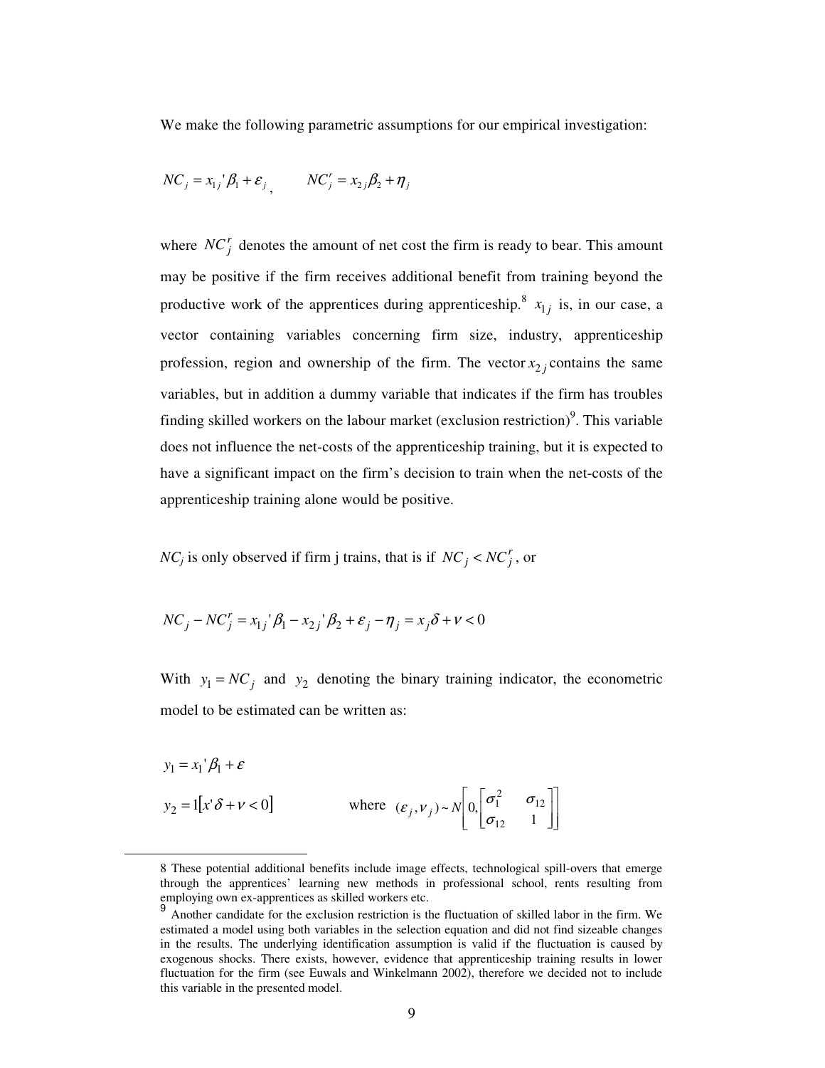We make the following parametric assumptions for our empirical investigation:

$$NC_j = x_{1j}'\beta_1 + \varepsilon_j, \qquad NC_j^r = x_{2j}\beta_2 + \eta_j$$

where $NC_j^r$ denotes the amount of net cost the firm is ready to bear. This amount may be positive if the firm receives additional benefit from training beyond the productive work of the apprentices during apprenticeship.[8] $x_{1j}$ is, in our case, a vector containing variables concerning firm size, industry, apprenticeship profession, region and ownership of the firm. The vector $x_{2j}$ contains the same variables, but in addition a dummy variable that indicates if the firm has troubles finding skilled workers on the labour market (exclusion restriction)[9]. This variable does not influence the net-costs of the apprenticeship training, but it is expected to have a significant impact on the firm's decision to train when the net-costs of the apprenticeship training alone would be positive.

$NC_j$ is only observed if firm j trains, that is if $NC_j < NC_j^r$, or

$$NC_j - NC_j^r = x_{1j}'\beta_1 - x_{2j}'\beta_2 + \varepsilon_j - \eta_j = x_j\delta + \nu < 0$$

With $y_1 = NC_j$ and $y_2$ denoting the binary training indicator, the econometric model to be estimated can be written as:

$$y_1 = x_1'\beta_1 + \varepsilon$$

$$y_2 = 1[x'\delta + \nu < 0] \qquad \text{where } (\varepsilon_j, \nu_j) \sim N\left[0, \begin{bmatrix} \sigma_1^2 & \sigma_{12} \\ \sigma_{12} & 1 \end{bmatrix}\right]$$

---

8 These potential additional benefits include image effects, technological spill-overs that emerge through the apprentices' learning new methods in professional school, rents resulting from employing own ex-apprentices as skilled workers etc.

9 Another candidate for the exclusion restriction is the fluctuation of skilled labor in the firm. We estimated a model using both variables in the selection equation and did not find sizeable changes in the results. The underlying identification assumption is valid if the fluctuation is caused by exogenous shocks. There exists, however, evidence that apprenticeship training results in lower fluctuation for the firm (see Euwals and Winkelmann 2002), therefore we decided not to include this variable in the presented model.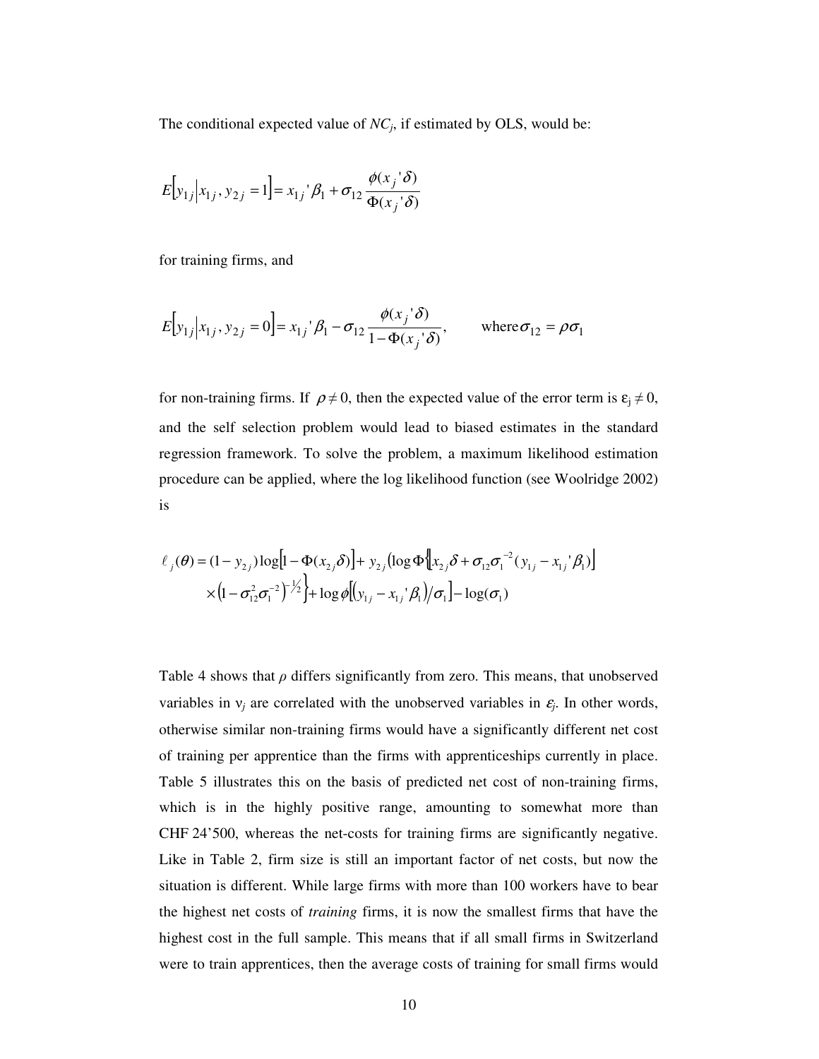The conditional expected value of $NC_j$, if estimated by OLS, would be:

$$E\left[y_{1j} \middle| x_{1j}, y_{2j} = 1\right] = x_{1j}'\beta_1 + \sigma_{12}\frac{\phi(x_j'\delta)}{\Phi(x_j'\delta)}$$

for training firms, and

$$E\left[y_{1j} \middle| x_{1j}, y_{2j} = 0\right] = x_{1j}'\beta_1 - \sigma_{12}\frac{\phi(x_j'\delta)}{1-\Phi(x_j'\delta)}, \qquad \text{where } \sigma_{12} = \rho\sigma_1$$

for non-training firms. If $\rho \neq 0$, then the expected value of the error term is $\varepsilon_j \neq 0$, and the self selection problem would lead to biased estimates in the standard regression framework. To solve the problem, a maximum likelihood estimation procedure can be applied, where the log likelihood function (see Woolridge 2002) is

$$\ell_j(\theta) = (1-y_{2j})\log\left[1-\Phi(x_{2j}\delta)\right] + y_{2j}\left(\log\Phi\left\{\left[x_{2j}\delta + \sigma_{12}\sigma_1^{-2}(y_{1j} - x_{1j}'\beta_1)\right] \times \left(1-\sigma_{12}^2\sigma_1^{-2}\right)^{-\frac{1}{2}}\right\} + \log\phi\left[\left(y_{1j} - x_{1j}'\beta_1\right)/\sigma_1\right] - \log(\sigma_1)\right)$$

Table 4 shows that $\rho$ differs significantly from zero. This means, that unobserved variables in $\nu_j$ are correlated with the unobserved variables in $\varepsilon_j$. In other words, otherwise similar non-training firms would have a significantly different net cost of training per apprentice than the firms with apprenticeships currently in place. Table 5 illustrates this on the basis of predicted net cost of non-training firms, which is in the highly positive range, amounting to somewhat more than CHF 24'500, whereas the net-costs for training firms are significantly negative. Like in Table 2, firm size is still an important factor of net costs, but now the situation is different. While large firms with more than 100 workers have to bear the highest net costs of *training* firms, it is now the smallest firms that have the highest cost in the full sample. This means that if all small firms in Switzerland were to train apprentices, then the average costs of training for small firms would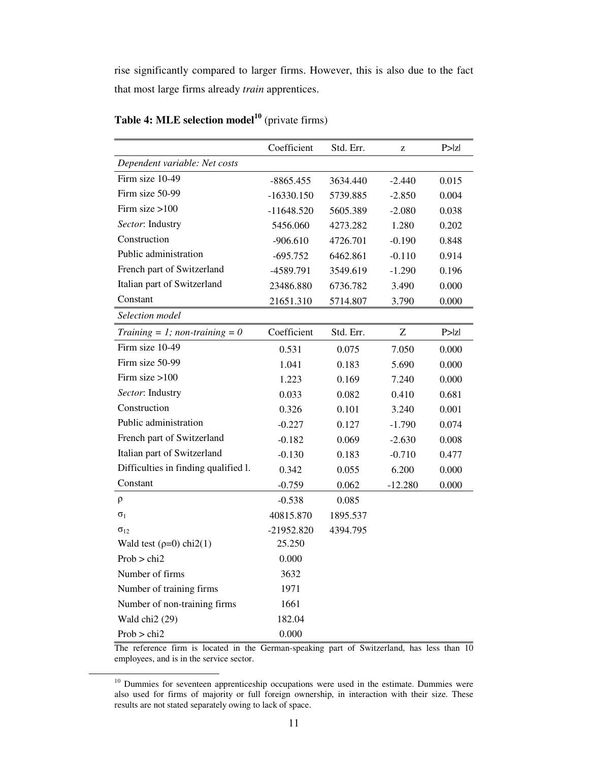rise significantly compared to larger firms. However, this is also due to the fact that most large firms already *train* apprentices.

**Table 4: MLE selection model[10]** (private firms)

| | Coefficient | Std. Err. | z | P>\|z\| |
|---|---|---|---|---|
| *Dependent variable: Net costs* | | | | |
| Firm size 10-49 | -8865.455 | 3634.440 | -2.440 | 0.015 |
| Firm size 50-99 | -16330.150 | 5739.885 | -2.850 | 0.004 |
| Firm size >100 | -11648.520 | 5605.389 | -2.080 | 0.038 |
| *Sector*: Industry | 5456.060 | 4273.282 | 1.280 | 0.202 |
| Construction | -906.610 | 4726.701 | -0.190 | 0.848 |
| Public administration | -695.752 | 6462.861 | -0.110 | 0.914 |
| French part of Switzerland | -4589.791 | 3549.619 | -1.290 | 0.196 |
| Italian part of Switzerland | 23486.880 | 6736.782 | 3.490 | 0.000 |
| Constant | 21651.310 | 5714.807 | 3.790 | 0.000 |
| *Selection model* | | | | |
| *Training = 1; non-training = 0* | Coefficient | Std. Err. | Z | P>\|z\| |
| Firm size 10-49 | 0.531 | 0.075 | 7.050 | 0.000 |
| Firm size 50-99 | 1.041 | 0.183 | 5.690 | 0.000 |
| Firm size >100 | 1.223 | 0.169 | 7.240 | 0.000 |
| *Sector*: Industry | 0.033 | 0.082 | 0.410 | 0.681 |
| Construction | 0.326 | 0.101 | 3.240 | 0.001 |
| Public administration | -0.227 | 0.127 | -1.790 | 0.074 |
| French part of Switzerland | -0.182 | 0.069 | -2.630 | 0.008 |
| Italian part of Switzerland | -0.130 | 0.183 | -0.710 | 0.477 |
| Difficulties in finding qualified l. | 0.342 | 0.055 | 6.200 | 0.000 |
| Constant | -0.759 | 0.062 | -12.280 | 0.000 |
| $\rho$ | -0.538 | 0.085 | | |
| $\sigma_1$ | 40815.870 | 1895.537 | | |
| $\sigma_{12}$ | -21952.820 | 4394.795 | | |
| Wald test ($\rho$=0) chi2(1) | 25.250 | | | |
| Prob > chi2 | 0.000 | | | |
| Number of firms | 3632 | | | |
| Number of training firms | 1971 | | | |
| Number of non-training firms | 1661 | | | |
| Wald chi2 (29) | 182.04 | | | |
| Prob > chi2 | 0.000 | | | |

The reference firm is located in the German-speaking part of Switzerland, has less than 10 employees, and is in the service sector.

[10] Dummies for seventeen apprenticeship occupations were used in the estimate. Dummies were also used for firms of majority or full foreign ownership, in interaction with their size. These results are not stated separately owing to lack of space.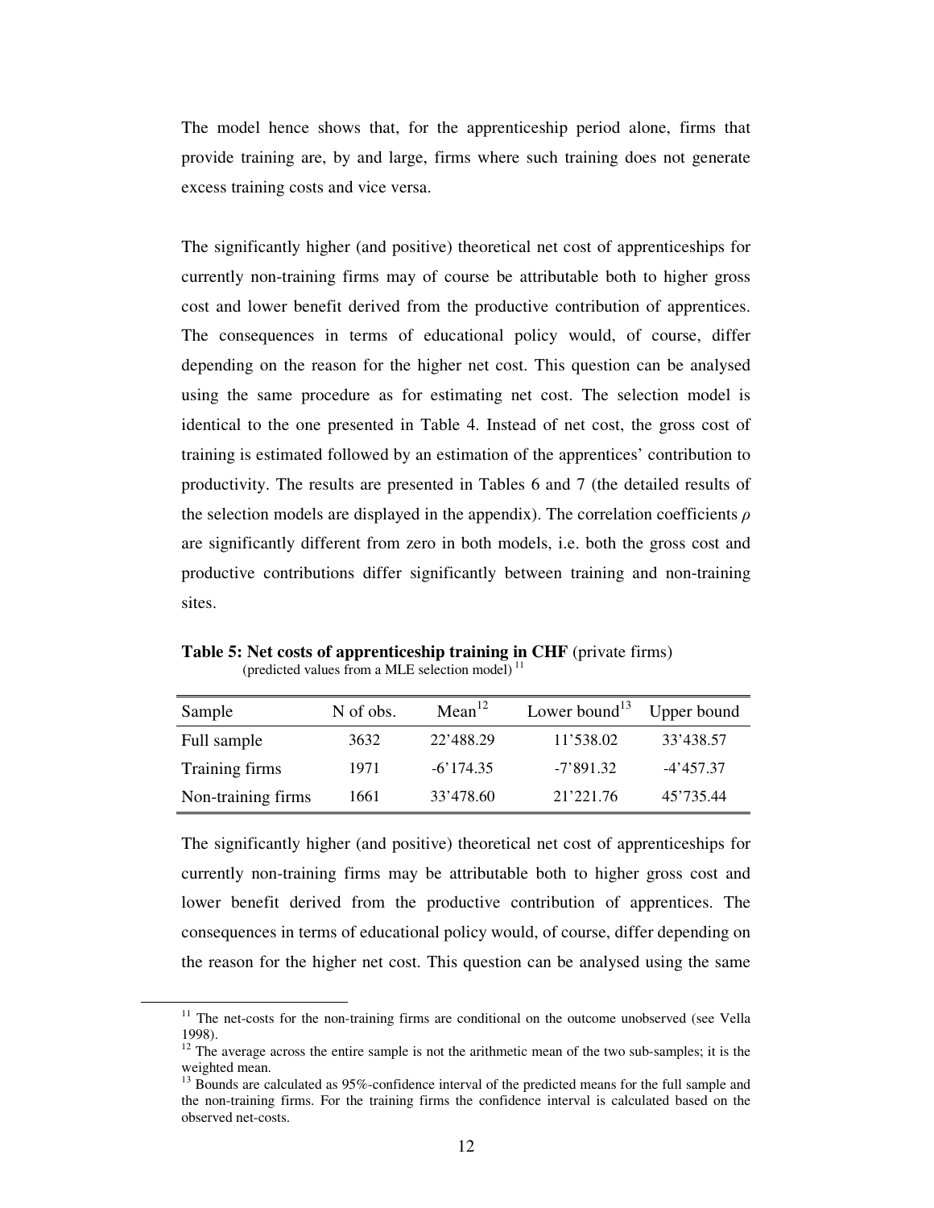The model hence shows that, for the apprenticeship period alone, firms that provide training are, by and large, firms where such training does not generate excess training costs and vice versa.

The significantly higher (and positive) theoretical net cost of apprenticeships for currently non-training firms may of course be attributable both to higher gross cost and lower benefit derived from the productive contribution of apprentices. The consequences in terms of educational policy would, of course, differ depending on the reason for the higher net cost. This question can be analysed using the same procedure as for estimating net cost. The selection model is identical to the one presented in Table 4. Instead of net cost, the gross cost of training is estimated followed by an estimation of the apprentices' contribution to productivity. The results are presented in Tables 6 and 7 (the detailed results of the selection models are displayed in the appendix). The correlation coefficients $\rho$ are significantly different from zero in both models, i.e. both the gross cost and productive contributions differ significantly between training and non-training sites.

**Table 5: Net costs of apprenticeship training in CHF** (private firms)
(predicted values from a MLE selection model) [11]

| Sample | N of obs. | Mean[12] | Lower bound[13] | Upper bound |
|---|---|---|---|---|
| Full sample | 3632 | 22'488.29 | 11'538.02 | 33'438.57 |
| Training firms | 1971 | -6'174.35 | -7'891.32 | -4'457.37 |
| Non-training firms | 1661 | 33'478.60 | 21'221.76 | 45'735.44 |

The significantly higher (and positive) theoretical net cost of apprenticeships for currently non-training firms may be attributable both to higher gross cost and lower benefit derived from the productive contribution of apprentices. The consequences in terms of educational policy would, of course, differ depending on the reason for the higher net cost. This question can be analysed using the same

[11] The net-costs for the non-training firms are conditional on the outcome unobserved (see Vella 1998).

[12] The average across the entire sample is not the arithmetic mean of the two sub-samples; it is the weighted mean.

[13] Bounds are calculated as 95%-confidence interval of the predicted means for the full sample and the non-training firms. For the training firms the confidence interval is calculated based on the observed net-costs.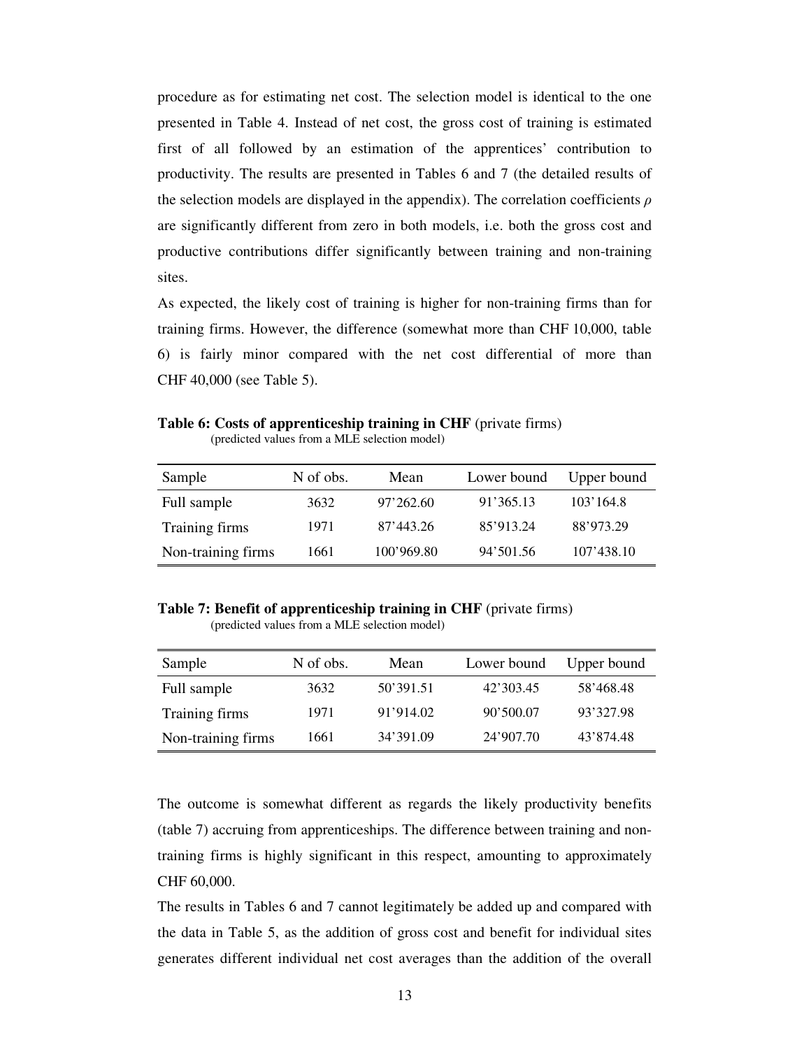procedure as for estimating net cost. The selection model is identical to the one presented in Table 4. Instead of net cost, the gross cost of training is estimated first of all followed by an estimation of the apprentices' contribution to productivity. The results are presented in Tables 6 and 7 (the detailed results of the selection models are displayed in the appendix). The correlation coefficients $\rho$ are significantly different from zero in both models, i.e. both the gross cost and productive contributions differ significantly between training and non-training sites.

As expected, the likely cost of training is higher for non-training firms than for training firms. However, the difference (somewhat more than CHF 10,000, table 6) is fairly minor compared with the net cost differential of more than CHF 40,000 (see Table 5).

**Table 6: Costs of apprenticeship training in CHF** (private firms)
(predicted values from a MLE selection model)

| Sample | N of obs. | Mean | Lower bound | Upper bound |
|---|---|---|---|---|
| Full sample | 3632 | 97'262.60 | 91'365.13 | 103'164.8 |
| Training firms | 1971 | 87'443.26 | 85'913.24 | 88'973.29 |
| Non-training firms | 1661 | 100'969.80 | 94'501.56 | 107'438.10 |

**Table 7: Benefit of apprenticeship training in CHF** (private firms)
(predicted values from a MLE selection model)

| Sample | N of obs. | Mean | Lower bound | Upper bound |
|---|---|---|---|---|
| Full sample | 3632 | 50'391.51 | 42'303.45 | 58'468.48 |
| Training firms | 1971 | 91'914.02 | 90'500.07 | 93'327.98 |
| Non-training firms | 1661 | 34'391.09 | 24'907.70 | 43'874.48 |

The outcome is somewhat different as regards the likely productivity benefits (table 7) accruing from apprenticeships. The difference between training and non-training firms is highly significant in this respect, amounting to approximately CHF 60,000.

The results in Tables 6 and 7 cannot legitimately be added up and compared with the data in Table 5, as the addition of gross cost and benefit for individual sites generates different individual net cost averages than the addition of the overall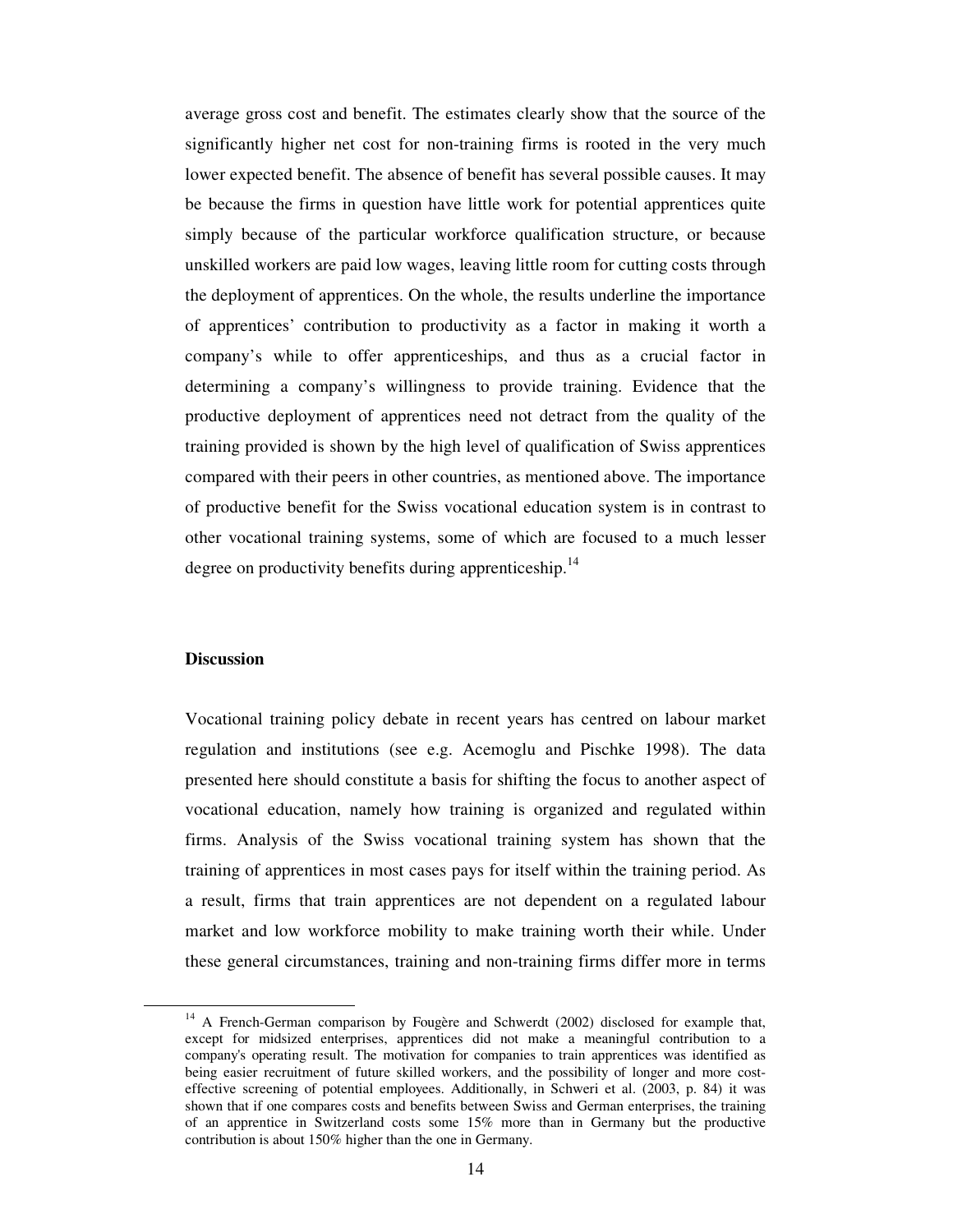average gross cost and benefit. The estimates clearly show that the source of the significantly higher net cost for non-training firms is rooted in the very much lower expected benefit. The absence of benefit has several possible causes. It may be because the firms in question have little work for potential apprentices quite simply because of the particular workforce qualification structure, or because unskilled workers are paid low wages, leaving little room for cutting costs through the deployment of apprentices. On the whole, the results underline the importance of apprentices' contribution to productivity as a factor in making it worth a company's while to offer apprenticeships, and thus as a crucial factor in determining a company's willingness to provide training. Evidence that the productive deployment of apprentices need not detract from the quality of the training provided is shown by the high level of qualification of Swiss apprentices compared with their peers in other countries, as mentioned above. The importance of productive benefit for the Swiss vocational education system is in contrast to other vocational training systems, some of which are focused to a much lesser degree on productivity benefits during apprenticeship.[14]

**Discussion**

Vocational training policy debate in recent years has centred on labour market regulation and institutions (see e.g. Acemoglu and Pischke 1998). The data presented here should constitute a basis for shifting the focus to another aspect of vocational education, namely how training is organized and regulated within firms. Analysis of the Swiss vocational training system has shown that the training of apprentices in most cases pays for itself within the training period. As a result, firms that train apprentices are not dependent on a regulated labour market and low workforce mobility to make training worth their while. Under these general circumstances, training and non-training firms differ more in terms

---

[14] A French-German comparison by Fougère and Schwerdt (2002) disclosed for example that, except for midsized enterprises, apprentices did not make a meaningful contribution to a company's operating result. The motivation for companies to train apprentices was identified as being easier recruitment of future skilled workers, and the possibility of longer and more cost-effective screening of potential employees. Additionally, in Schweri et al. (2003, p. 84) it was shown that if one compares costs and benefits between Swiss and German enterprises, the training of an apprentice in Switzerland costs some 15% more than in Germany but the productive contribution is about 150% higher than the one in Germany.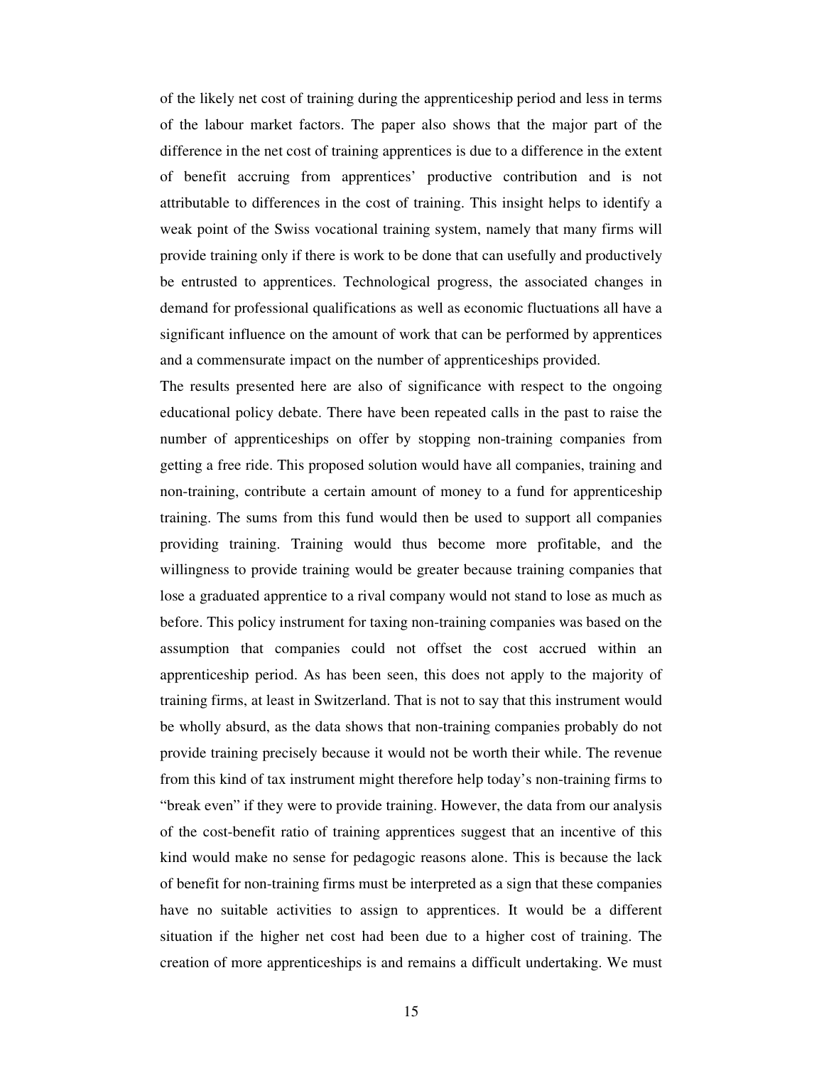of the likely net cost of training during the apprenticeship period and less in terms of the labour market factors. The paper also shows that the major part of the difference in the net cost of training apprentices is due to a difference in the extent of benefit accruing from apprentices' productive contribution and is not attributable to differences in the cost of training. This insight helps to identify a weak point of the Swiss vocational training system, namely that many firms will provide training only if there is work to be done that can usefully and productively be entrusted to apprentices. Technological progress, the associated changes in demand for professional qualifications as well as economic fluctuations all have a significant influence on the amount of work that can be performed by apprentices and a commensurate impact on the number of apprenticeships provided.

The results presented here are also of significance with respect to the ongoing educational policy debate. There have been repeated calls in the past to raise the number of apprenticeships on offer by stopping non-training companies from getting a free ride. This proposed solution would have all companies, training and non-training, contribute a certain amount of money to a fund for apprenticeship training. The sums from this fund would then be used to support all companies providing training. Training would thus become more profitable, and the willingness to provide training would be greater because training companies that lose a graduated apprentice to a rival company would not stand to lose as much as before. This policy instrument for taxing non-training companies was based on the assumption that companies could not offset the cost accrued within an apprenticeship period. As has been seen, this does not apply to the majority of training firms, at least in Switzerland. That is not to say that this instrument would be wholly absurd, as the data shows that non-training companies probably do not provide training precisely because it would not be worth their while. The revenue from this kind of tax instrument might therefore help today's non-training firms to "break even" if they were to provide training. However, the data from our analysis of the cost-benefit ratio of training apprentices suggest that an incentive of this kind would make no sense for pedagogic reasons alone. This is because the lack of benefit for non-training firms must be interpreted as a sign that these companies have no suitable activities to assign to apprentices. It would be a different situation if the higher net cost had been due to a higher cost of training. The creation of more apprenticeships is and remains a difficult undertaking. We must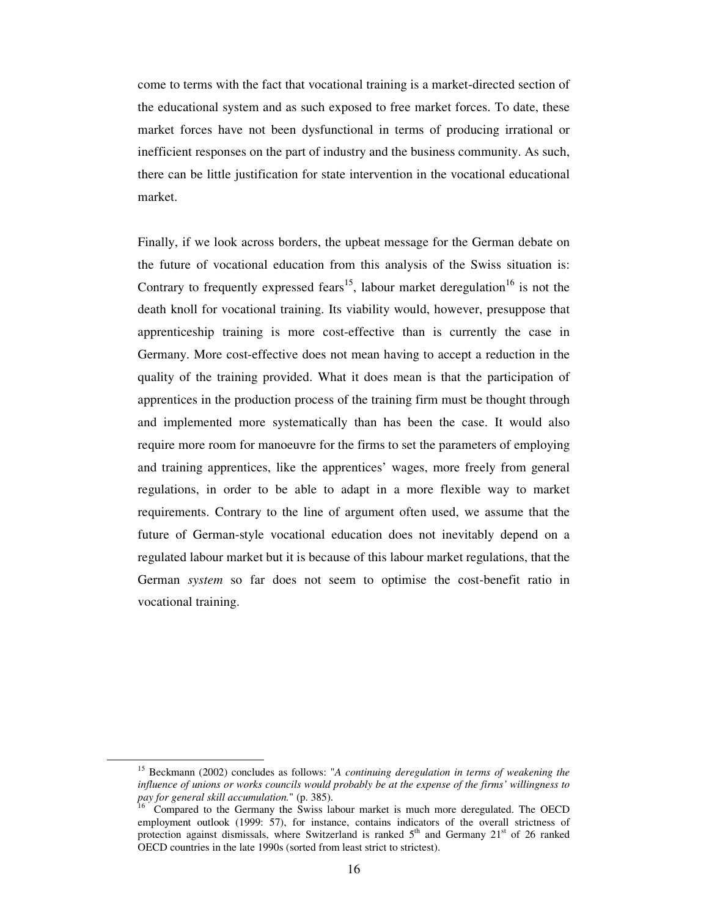come to terms with the fact that vocational training is a market-directed section of the educational system and as such exposed to free market forces. To date, these market forces have not been dysfunctional in terms of producing irrational or inefficient responses on the part of industry and the business community. As such, there can be little justification for state intervention in the vocational educational market.

Finally, if we look across borders, the upbeat message for the German debate on the future of vocational education from this analysis of the Swiss situation is: Contrary to frequently expressed fears[15], labour market deregulation[16] is not the death knoll for vocational training. Its viability would, however, presuppose that apprenticeship training is more cost-effective than is currently the case in Germany. More cost-effective does not mean having to accept a reduction in the quality of the training provided. What it does mean is that the participation of apprentices in the production process of the training firm must be thought through and implemented more systematically than has been the case. It would also require more room for manoeuvre for the firms to set the parameters of employing and training apprentices, like the apprentices' wages, more freely from general regulations, in order to be able to adapt in a more flexible way to market requirements. Contrary to the line of argument often used, we assume that the future of German-style vocational education does not inevitably depend on a regulated labour market but it is because of this labour market regulations, that the German *system* so far does not seem to optimise the cost-benefit ratio in vocational training.

---

[15] Beckmann (2002) concludes as follows: "*A continuing deregulation in terms of weakening the influence of unions or works councils would probably be at the expense of the firms' willingness to pay for general skill accumulation.*" (p. 385).

[16] Compared to the Germany the Swiss labour market is much more deregulated. The OECD employment outlook (1999: 57), for instance, contains indicators of the overall strictness of protection against dismissals, where Switzerland is ranked 5th and Germany 21st of 26 ranked OECD countries in the late 1990s (sorted from least strict to strictest).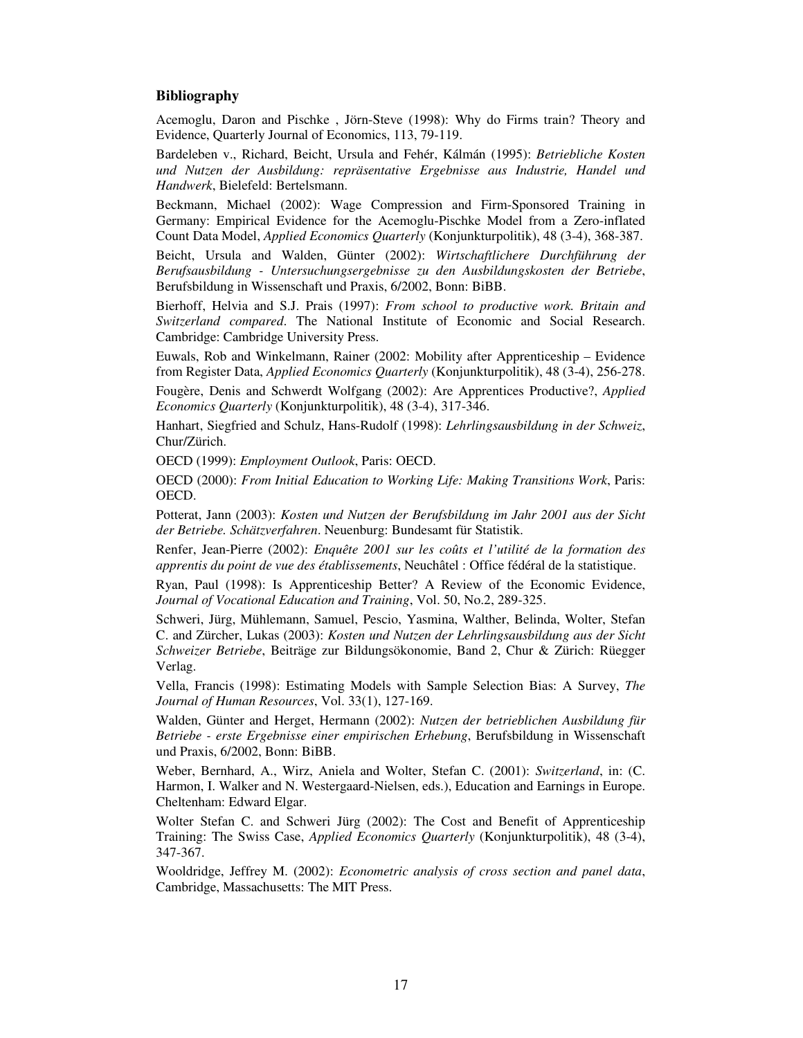### Bibliography

Acemoglu, Daron and Pischke , Jörn-Steve (1998): Why do Firms train? Theory and Evidence, Quarterly Journal of Economics, 113, 79-119.

Bardeleben v., Richard, Beicht, Ursula and Fehér, Kálmán (1995): *Betriebliche Kosten und Nutzen der Ausbildung: repräsentative Ergebnisse aus Industrie, Handel und Handwerk*, Bielefeld: Bertelsmann.

Beckmann, Michael (2002): Wage Compression and Firm-Sponsored Training in Germany: Empirical Evidence for the Acemoglu-Pischke Model from a Zero-inflated Count Data Model, *Applied Economics Quarterly* (Konjunkturpolitik), 48 (3-4), 368-387.

Beicht, Ursula and Walden, Günter (2002): *Wirtschaftlichere Durchführung der Berufsausbildung - Untersuchungsergebnisse zu den Ausbildungskosten der Betriebe*, Berufsbildung in Wissenschaft und Praxis, 6/2002, Bonn: BiBB.

Bierhoff, Helvia and S.J. Prais (1997): *From school to productive work. Britain and Switzerland compared*. The National Institute of Economic and Social Research. Cambridge: Cambridge University Press.

Euwals, Rob and Winkelmann, Rainer (2002: Mobility after Apprenticeship – Evidence from Register Data, *Applied Economics Quarterly* (Konjunkturpolitik), 48 (3-4), 256-278.

Fougère, Denis and Schwerdt Wolfgang (2002): Are Apprentices Productive?, *Applied Economics Quarterly* (Konjunkturpolitik), 48 (3-4), 317-346.

Hanhart, Siegfried and Schulz, Hans-Rudolf (1998): *Lehrlingsausbildung in der Schweiz*, Chur/Zürich.

OECD (1999): *Employment Outlook*, Paris: OECD.

OECD (2000): *From Initial Education to Working Life: Making Transitions Work*, Paris: OECD.

Potterat, Jann (2003): *Kosten und Nutzen der Berufsbildung im Jahr 2001 aus der Sicht der Betriebe. Schätzverfahren*. Neuenburg: Bundesamt für Statistik.

Renfer, Jean-Pierre (2002): *Enquête 2001 sur les coûts et l'utilité de la formation des apprentis du point de vue des établissements*, Neuchâtel : Office fédéral de la statistique.

Ryan, Paul (1998): Is Apprenticeship Better? A Review of the Economic Evidence, *Journal of Vocational Education and Training*, Vol. 50, No.2, 289-325.

Schweri, Jürg, Mühlemann, Samuel, Pescio, Yasmina, Walther, Belinda, Wolter, Stefan C. and Zürcher, Lukas (2003): *Kosten und Nutzen der Lehrlingsausbildung aus der Sicht Schweizer Betriebe*, Beiträge zur Bildungsökonomie, Band 2, Chur & Zürich: Rüegger Verlag.

Vella, Francis (1998): Estimating Models with Sample Selection Bias: A Survey, *The Journal of Human Resources*, Vol. 33(1), 127-169.

Walden, Günter and Herget, Hermann (2002): *Nutzen der betrieblichen Ausbildung für Betriebe - erste Ergebnisse einer empirischen Erhebung*, Berufsbildung in Wissenschaft und Praxis, 6/2002, Bonn: BiBB.

Weber, Bernhard, A., Wirz, Aniela and Wolter, Stefan C. (2001): *Switzerland*, in: (C. Harmon, I. Walker and N. Westergaard-Nielsen, eds.), Education and Earnings in Europe. Cheltenham: Edward Elgar.

Wolter Stefan C. and Schweri Jürg (2002): The Cost and Benefit of Apprenticeship Training: The Swiss Case, *Applied Economics Quarterly* (Konjunkturpolitik), 48 (3-4), 347-367.

Wooldridge, Jeffrey M. (2002): *Econometric analysis of cross section and panel data*, Cambridge, Massachusetts: The MIT Press.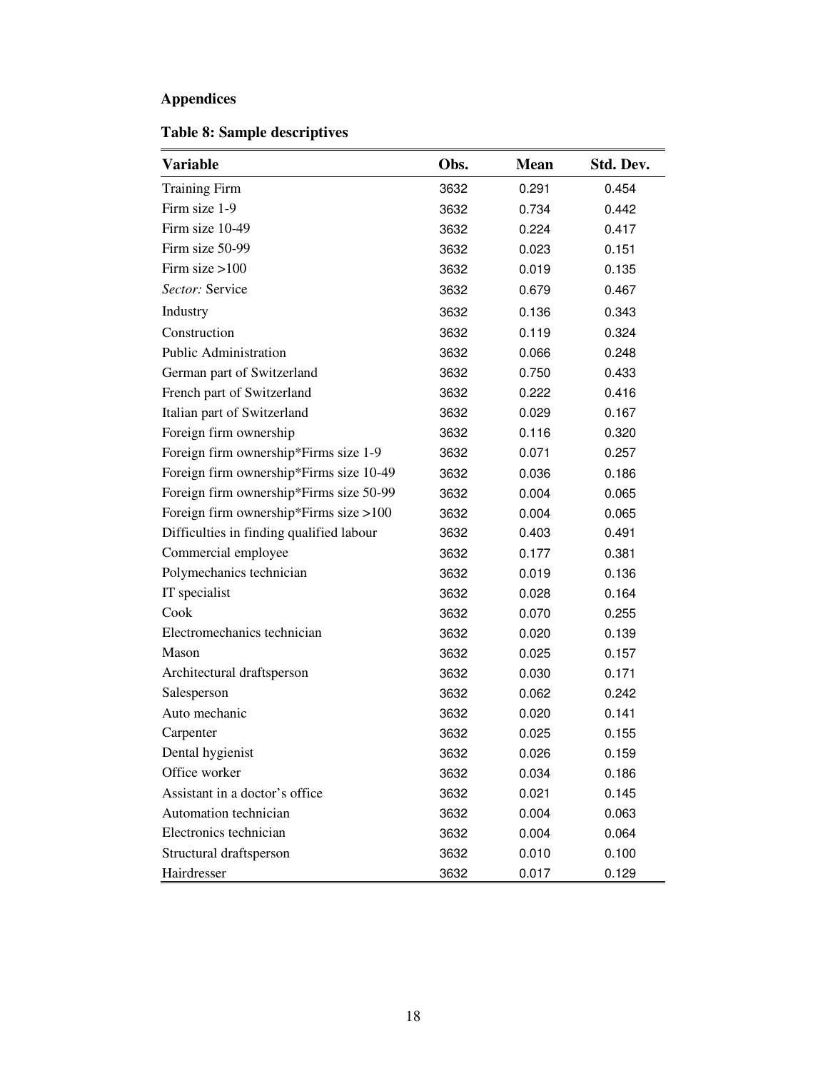## Appendices

**Table 8: Sample descriptives**

| Variable | Obs. | Mean | Std. Dev. |
|---|---|---|---|
| Training Firm | 3632 | 0.291 | 0.454 |
| Firm size 1-9 | 3632 | 0.734 | 0.442 |
| Firm size 10-49 | 3632 | 0.224 | 0.417 |
| Firm size 50-99 | 3632 | 0.023 | 0.151 |
| Firm size >100 | 3632 | 0.019 | 0.135 |
| *Sector:* Service | 3632 | 0.679 | 0.467 |
| Industry | 3632 | 0.136 | 0.343 |
| Construction | 3632 | 0.119 | 0.324 |
| Public Administration | 3632 | 0.066 | 0.248 |
| German part of Switzerland | 3632 | 0.750 | 0.433 |
| French part of Switzerland | 3632 | 0.222 | 0.416 |
| Italian part of Switzerland | 3632 | 0.029 | 0.167 |
| Foreign firm ownership | 3632 | 0.116 | 0.320 |
| Foreign firm ownership*Firms size 1-9 | 3632 | 0.071 | 0.257 |
| Foreign firm ownership*Firms size 10-49 | 3632 | 0.036 | 0.186 |
| Foreign firm ownership*Firms size 50-99 | 3632 | 0.004 | 0.065 |
| Foreign firm ownership*Firms size >100 | 3632 | 0.004 | 0.065 |
| Difficulties in finding qualified labour | 3632 | 0.403 | 0.491 |
| Commercial employee | 3632 | 0.177 | 0.381 |
| Polymechanics technician | 3632 | 0.019 | 0.136 |
| IT specialist | 3632 | 0.028 | 0.164 |
| Cook | 3632 | 0.070 | 0.255 |
| Electromechanics technician | 3632 | 0.020 | 0.139 |
| Mason | 3632 | 0.025 | 0.157 |
| Architectural draftsperson | 3632 | 0.030 | 0.171 |
| Salesperson | 3632 | 0.062 | 0.242 |
| Auto mechanic | 3632 | 0.020 | 0.141 |
| Carpenter | 3632 | 0.025 | 0.155 |
| Dental hygienist | 3632 | 0.026 | 0.159 |
| Office worker | 3632 | 0.034 | 0.186 |
| Assistant in a doctor's office | 3632 | 0.021 | 0.145 |
| Automation technician | 3632 | 0.004 | 0.063 |
| Electronics technician | 3632 | 0.004 | 0.064 |
| Structural draftsperson | 3632 | 0.010 | 0.100 |
| Hairdresser | 3632 | 0.017 | 0.129 |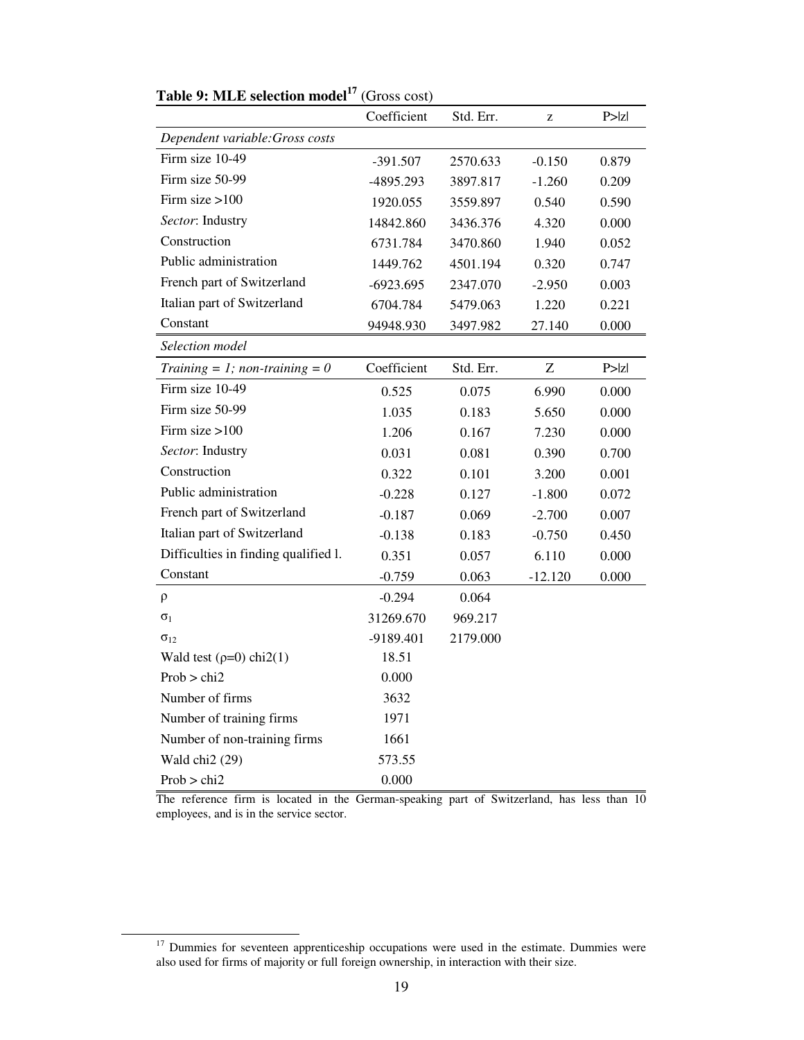**Table 9: MLE selection model**[17] (Gross cost)

| | Coefficient | Std. Err. | z | P>\|z\| |
|---|---|---|---|---|
| *Dependent variable:Gross costs* | | | | |
| Firm size 10-49 | -391.507 | 2570.633 | -0.150 | 0.879 |
| Firm size 50-99 | -4895.293 | 3897.817 | -1.260 | 0.209 |
| Firm size >100 | 1920.055 | 3559.897 | 0.540 | 0.590 |
| *Sector*: Industry | 14842.860 | 3436.376 | 4.320 | 0.000 |
| Construction | 6731.784 | 3470.860 | 1.940 | 0.052 |
| Public administration | 1449.762 | 4501.194 | 0.320 | 0.747 |
| French part of Switzerland | -6923.695 | 2347.070 | -2.950 | 0.003 |
| Italian part of Switzerland | 6704.784 | 5479.063 | 1.220 | 0.221 |
| Constant | 94948.930 | 3497.982 | 27.140 | 0.000 |
| *Selection model* | | | | |
| *Training = 1; non-training = 0* | Coefficient | Std. Err. | Z | P>\|z\| |
| Firm size 10-49 | 0.525 | 0.075 | 6.990 | 0.000 |
| Firm size 50-99 | 1.035 | 0.183 | 5.650 | 0.000 |
| Firm size >100 | 1.206 | 0.167 | 7.230 | 0.000 |
| *Sector*: Industry | 0.031 | 0.081 | 0.390 | 0.700 |
| Construction | 0.322 | 0.101 | 3.200 | 0.001 |
| Public administration | -0.228 | 0.127 | -1.800 | 0.072 |
| French part of Switzerland | -0.187 | 0.069 | -2.700 | 0.007 |
| Italian part of Switzerland | -0.138 | 0.183 | -0.750 | 0.450 |
| Difficulties in finding qualified l. | 0.351 | 0.057 | 6.110 | 0.000 |
| Constant | -0.759 | 0.063 | -12.120 | 0.000 |
| $\rho$ | -0.294 | 0.064 | | |
| $\sigma_1$ | 31269.670 | 969.217 | | |
| $\sigma_{12}$ | -9189.401 | 2179.000 | | |
| Wald test ($\rho$=0) chi2(1) | 18.51 | | | |
| Prob > chi2 | 0.000 | | | |
| Number of firms | 3632 | | | |
| Number of training firms | 1971 | | | |
| Number of non-training firms | 1661 | | | |
| Wald chi2 (29) | 573.55 | | | |
| Prob > chi2 | 0.000 | | | |

The reference firm is located in the German-speaking part of Switzerland, has less than 10 employees, and is in the service sector.

[17] Dummies for seventeen apprenticeship occupations were used in the estimate. Dummies were also used for firms of majority or full foreign ownership, in interaction with their size.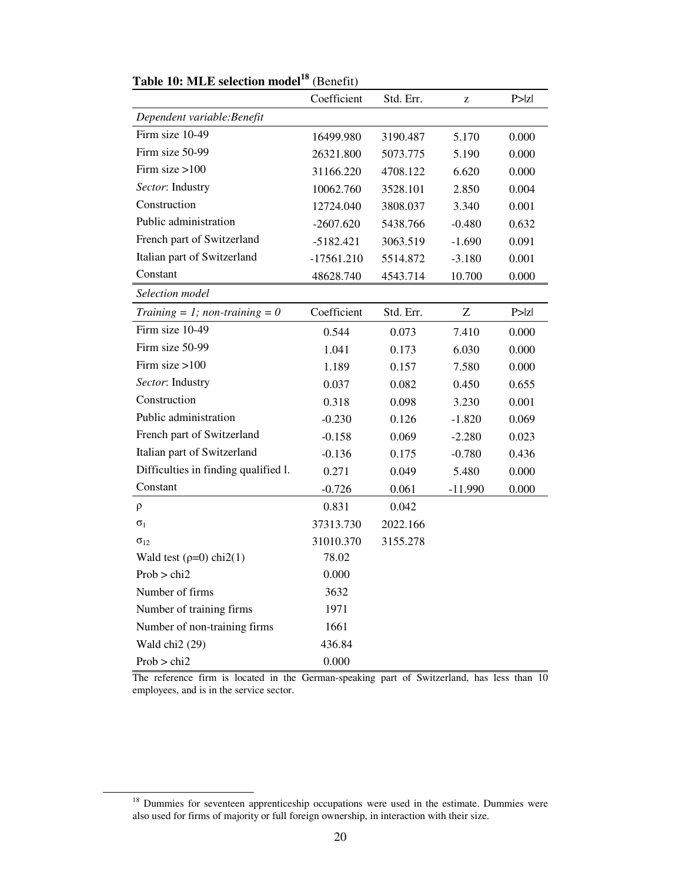**Table 10: MLE selection model[18]** (Benefit)

| | Coefficient | Std. Err. | z | P>\|z\| |
|---|---|---|---|---|
| *Dependent variable:Benefit* | | | | |
| Firm size 10-49 | 16499.980 | 3190.487 | 5.170 | 0.000 |
| Firm size 50-99 | 26321.800 | 5073.775 | 5.190 | 0.000 |
| Firm size >100 | 31166.220 | 4708.122 | 6.620 | 0.000 |
| *Sector*: Industry | 10062.760 | 3528.101 | 2.850 | 0.004 |
| Construction | 12724.040 | 3808.037 | 3.340 | 0.001 |
| Public administration | -2607.620 | 5438.766 | -0.480 | 0.632 |
| French part of Switzerland | -5182.421 | 3063.519 | -1.690 | 0.091 |
| Italian part of Switzerland | -17561.210 | 5514.872 | -3.180 | 0.001 |
| Constant | 48628.740 | 4543.714 | 10.700 | 0.000 |
| *Selection model* | | | | |
| *Training = 1; non-training = 0* | Coefficient | Std. Err. | Z | P>\|z\| |
| Firm size 10-49 | 0.544 | 0.073 | 7.410 | 0.000 |
| Firm size 50-99 | 1.041 | 0.173 | 6.030 | 0.000 |
| Firm size >100 | 1.189 | 0.157 | 7.580 | 0.000 |
| *Sector*: Industry | 0.037 | 0.082 | 0.450 | 0.655 |
| Construction | 0.318 | 0.098 | 3.230 | 0.001 |
| Public administration | -0.230 | 0.126 | -1.820 | 0.069 |
| French part of Switzerland | -0.158 | 0.069 | -2.280 | 0.023 |
| Italian part of Switzerland | -0.136 | 0.175 | -0.780 | 0.436 |
| Difficulties in finding qualified l. | 0.271 | 0.049 | 5.480 | 0.000 |
| Constant | -0.726 | 0.061 | -11.990 | 0.000 |
| $\rho$ | 0.831 | 0.042 | | |
| $\sigma_1$ | 37313.730 | 2022.166 | | |
| $\sigma_{12}$ | 31010.370 | 3155.278 | | |
| Wald test ($\rho$=0) chi2(1) | 78.02 | | | |
| Prob > chi2 | 0.000 | | | |
| Number of firms | 3632 | | | |
| Number of training firms | 1971 | | | |
| Number of non-training firms | 1661 | | | |
| Wald chi2 (29) | 436.84 | | | |
| Prob > chi2 | 0.000 | | | |

The reference firm is located in the German-speaking part of Switzerland, has less than 10 employees, and is in the service sector.

[18] Dummies for seventeen apprenticeship occupations were used in the estimate. Dummies were also used for firms of majority or full foreign ownership, in interaction with their size.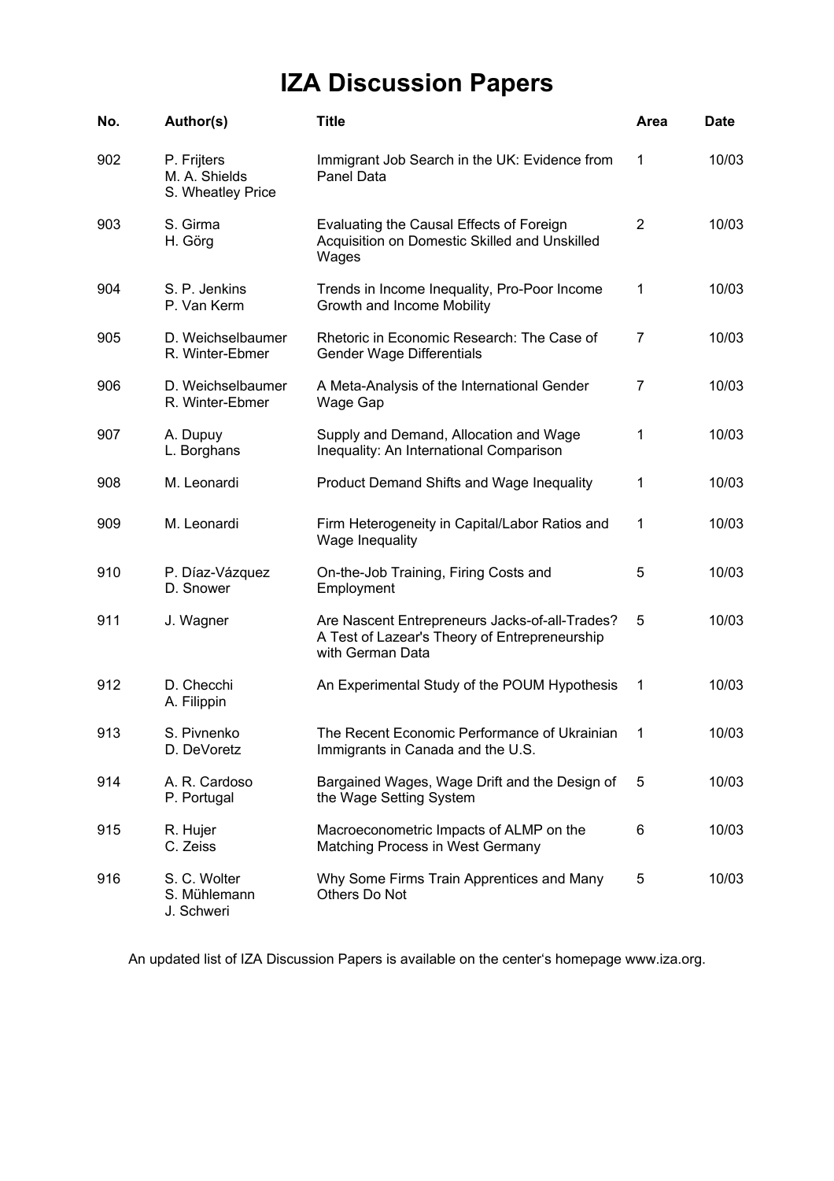# IZA Discussion Papers

| No. | Author(s) | Title | Area | Date |
| --- | --- | --- | --- | --- |
| 902 | P. Frijters<br>M. A. Shields<br>S. Wheatley Price | Immigrant Job Search in the UK: Evidence from Panel Data | 1 | 10/03 |
| 903 | S. Girma<br>H. Görg | Evaluating the Causal Effects of Foreign Acquisition on Domestic Skilled and Unskilled Wages | 2 | 10/03 |
| 904 | S. P. Jenkins<br>P. Van Kerm | Trends in Income Inequality, Pro-Poor Income Growth and Income Mobility | 1 | 10/03 |
| 905 | D. Weichselbaumer<br>R. Winter-Ebmer | Rhetoric in Economic Research: The Case of Gender Wage Differentials | 7 | 10/03 |
| 906 | D. Weichselbaumer<br>R. Winter-Ebmer | A Meta-Analysis of the International Gender Wage Gap | 7 | 10/03 |
| 907 | A. Dupuy<br>L. Borghans | Supply and Demand, Allocation and Wage Inequality: An International Comparison | 1 | 10/03 |
| 908 | M. Leonardi | Product Demand Shifts and Wage Inequality | 1 | 10/03 |
| 909 | M. Leonardi | Firm Heterogeneity in Capital/Labor Ratios and Wage Inequality | 1 | 10/03 |
| 910 | P. Díaz-Vázquez<br>D. Snower | On-the-Job Training, Firing Costs and Employment | 5 | 10/03 |
| 911 | J. Wagner | Are Nascent Entrepreneurs Jacks-of-all-Trades? A Test of Lazear's Theory of Entrepreneurship with German Data | 5 | 10/03 |
| 912 | D. Checchi<br>A. Filippin | An Experimental Study of the POUM Hypothesis | 1 | 10/03 |
| 913 | S. Pivnenko<br>D. DeVoretz | The Recent Economic Performance of Ukrainian Immigrants in Canada and the U.S. | 1 | 10/03 |
| 914 | A. R. Cardoso<br>P. Portugal | Bargained Wages, Wage Drift and the Design of the Wage Setting System | 5 | 10/03 |
| 915 | R. Hujer<br>C. Zeiss | Macroeconometric Impacts of ALMP on the Matching Process in West Germany | 6 | 10/03 |
| 916 | S. C. Wolter<br>S. Mühlemann<br>J. Schweri | Why Some Firms Train Apprentices and Many Others Do Not | 5 | 10/03 |

An updated list of IZA Discussion Papers is available on the center's homepage www.iza.org.